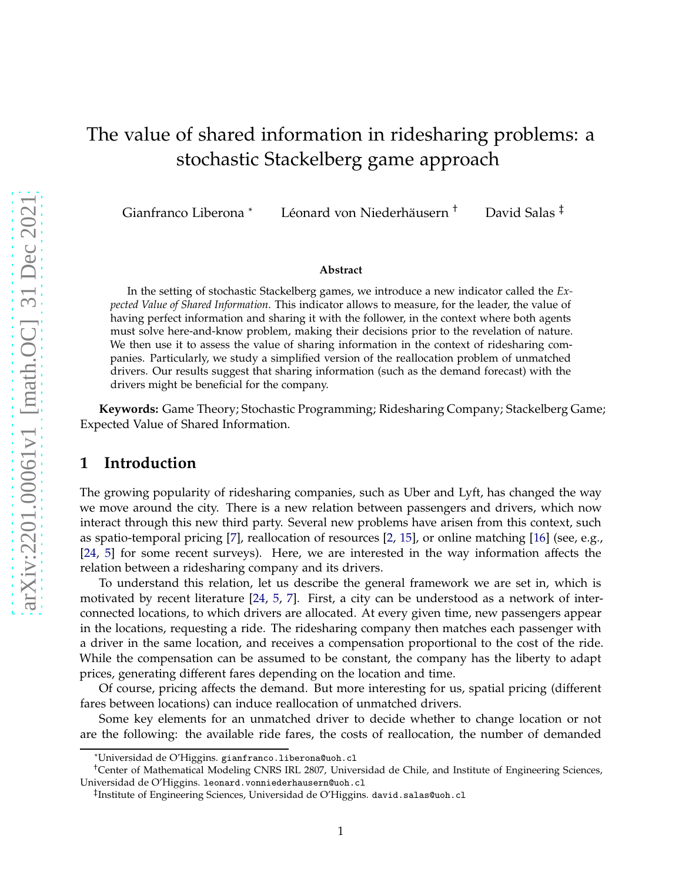# The value of shared information in ridesharing problems: a stochastic Stackelberg game approach

Gianfranco Liberona [*] Léonard von Niederhäusern [†] David Salas [‡]

**Abstract**

In the setting of stochastic Stackelberg games, we introduce a new indicator called the *Expected Value of Shared Information*. This indicator allows to measure, for the leader, the value of having perfect information and sharing it with the follower, in the context where both agents must solve here-and-know problem, making their decisions prior to the revelation of nature. We then use it to assess the value of sharing information in the context of ridesharing companies. Particularly, we study a simplified version of the reallocation problem of unmatched drivers. Our results suggest that sharing information (such as the demand forecast) with the drivers might be beneficial for the company.

**Keywords:** Game Theory; Stochastic Programming; Ridesharing Company; Stackelberg Game; Expected Value of Shared Information.

## 1 Introduction

The growing popularity of ridesharing companies, such as Uber and Lyft, has changed the way we move around the city. There is a new relation between passengers and drivers, which now interact through this new third party. Several new problems have arisen from this context, such as spatio-temporal pricing [7], reallocation of resources [2, 15], or online matching [16] (see, e.g., [24, 5] for some recent surveys). Here, we are interested in the way information affects the relation between a ridesharing company and its drivers.

To understand this relation, let us describe the general framework we are set in, which is motivated by recent literature [24, 5, 7]. First, a city can be understood as a network of interconnected locations, to which drivers are allocated. At every given time, new passengers appear in the locations, requesting a ride. The ridesharing company then matches each passenger with a driver in the same location, and receives a compensation proportional to the cost of the ride. While the compensation can be assumed to be constant, the company has the liberty to adapt prices, generating different fares depending on the location and time.

Of course, pricing affects the demand. But more interesting for us, spatial pricing (different fares between locations) can induce reallocation of unmatched drivers.

Some key elements for an unmatched driver to decide whether to change location or not are the following: the available ride fares, the costs of reallocation, the number of demanded

---

[*] Universidad de O'Higgins. gianfranco.liberona@uoh.cl

[†] Center of Mathematical Modeling CNRS IRL 2807, Universidad de Chile, and Institute of Engineering Sciences, Universidad de O'Higgins. leonard.vonniederhausern@uoh.cl

[‡] Institute of Engineering Sciences, Universidad de O'Higgins. david.salas@uoh.cl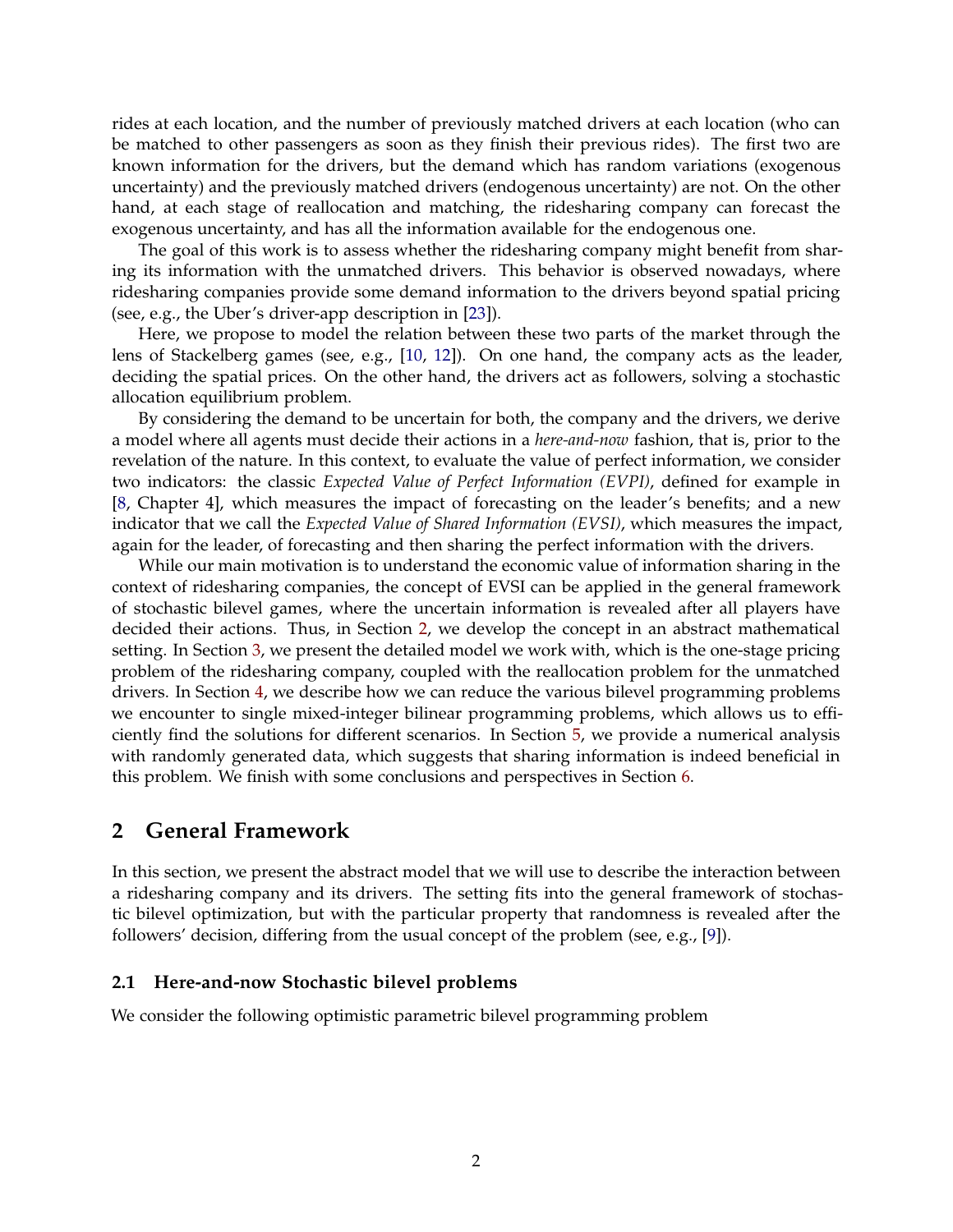rides at each location, and the number of previously matched drivers at each location (who can be matched to other passengers as soon as they finish their previous rides). The first two are known information for the drivers, but the demand which has random variations (exogenous uncertainty) and the previously matched drivers (endogenous uncertainty) are not. On the other hand, at each stage of reallocation and matching, the ridesharing company can forecast the exogenous uncertainty, and has all the information available for the endogenous one.

The goal of this work is to assess whether the ridesharing company might benefit from sharing its information with the unmatched drivers. This behavior is observed nowadays, where ridesharing companies provide some demand information to the drivers beyond spatial pricing (see, e.g., the Uber's driver-app description in [23]).

Here, we propose to model the relation between these two parts of the market through the lens of Stackelberg games (see, e.g., [10, 12]). On one hand, the company acts as the leader, deciding the spatial prices. On the other hand, the drivers act as followers, solving a stochastic allocation equilibrium problem.

By considering the demand to be uncertain for both, the company and the drivers, we derive a model where all agents must decide their actions in a *here-and-now* fashion, that is, prior to the revelation of the nature. In this context, to evaluate the value of perfect information, we consider two indicators: the classic *Expected Value of Perfect Information (EVPI)*, defined for example in [8, Chapter 4], which measures the impact of forecasting on the leader's benefits; and a new indicator that we call the *Expected Value of Shared Information (EVSI)*, which measures the impact, again for the leader, of forecasting and then sharing the perfect information with the drivers.

While our main motivation is to understand the economic value of information sharing in the context of ridesharing companies, the concept of EVSI can be applied in the general framework of stochastic bilevel games, where the uncertain information is revealed after all players have decided their actions. Thus, in Section 2, we develop the concept in an abstract mathematical setting. In Section 3, we present the detailed model we work with, which is the one-stage pricing problem of the ridesharing company, coupled with the reallocation problem for the unmatched drivers. In Section 4, we describe how we can reduce the various bilevel programming problems we encounter to single mixed-integer bilinear programming problems, which allows us to efficiently find the solutions for different scenarios. In Section 5, we provide a numerical analysis with randomly generated data, which suggests that sharing information is indeed beneficial in this problem. We finish with some conclusions and perspectives in Section 6.

## 2 General Framework

In this section, we present the abstract model that we will use to describe the interaction between a ridesharing company and its drivers. The setting fits into the general framework of stochastic bilevel optimization, but with the particular property that randomness is revealed after the followers' decision, differing from the usual concept of the problem (see, e.g., [9]).

### 2.1 Here-and-now Stochastic bilevel problems

We consider the following optimistic parametric bilevel programming problem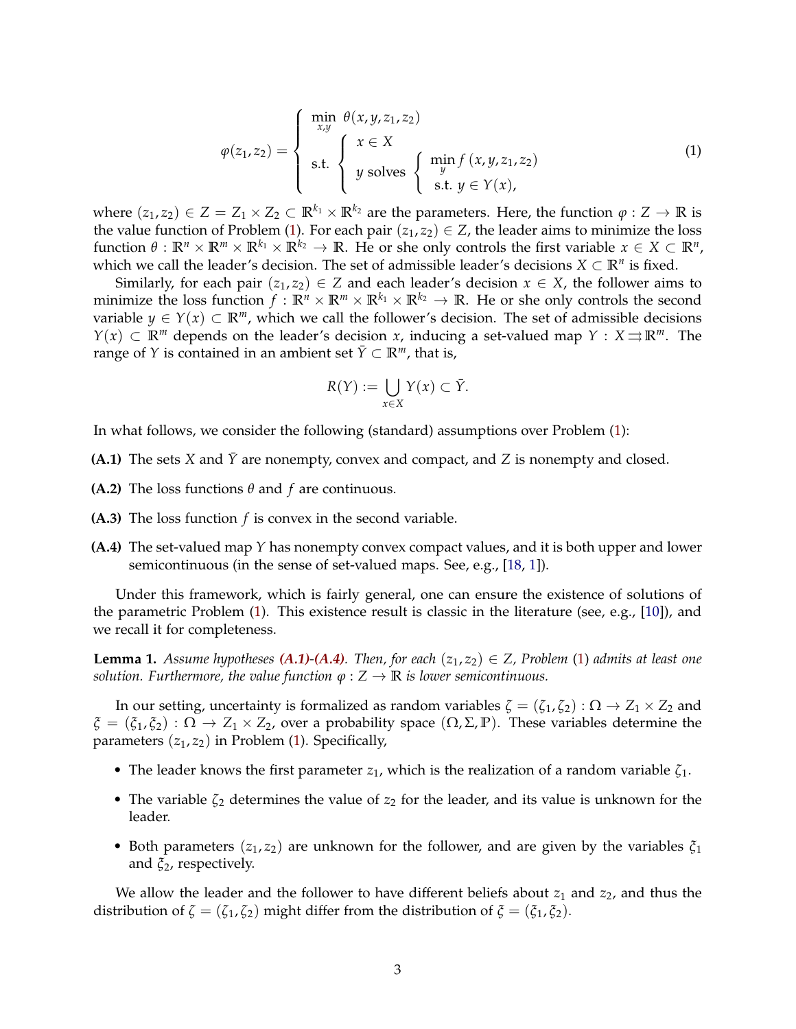$$
\varphi(z_1, z_2) = \left\{ \begin{array}{l} \min\limits_{x,y} \ \theta(x, y, z_1, z_2) \\ \text{s.t.} \left\{ \begin{array}{l} x \in X \\ y \text{ solves } \left\{ \begin{array}{l} \min\limits_{y} f(x, y, z_1, z_2) \\ \text{s.t. } y \in Y(x), \end{array} \right. \end{array} \right. \end{array} \right. \tag{1}
$$

where $(z_1, z_2) \in Z = Z_1 \times Z_2 \subset \mathbb{R}^{k_1} \times \mathbb{R}^{k_2}$ are the parameters. Here, the function $\varphi : Z \to \mathbb{R}$ is the value function of Problem (1). For each pair $(z_1, z_2) \in Z$, the leader aims to minimize the loss function $\theta : \mathbb{R}^n \times \mathbb{R}^m \times \mathbb{R}^{k_1} \times \mathbb{R}^{k_2} \to \mathbb{R}$. He or she only controls the first variable $x \in X \subset \mathbb{R}^n$, which we call the leader's decision. The set of admissible leader's decisions $X \subset \mathbb{R}^n$ is fixed.

Similarly, for each pair $(z_1, z_2) \in Z$ and each leader's decision $x \in X$, the follower aims to minimize the loss function $f : \mathbb{R}^n \times \mathbb{R}^m \times \mathbb{R}^{k_1} \times \mathbb{R}^{k_2} \to \mathbb{R}$. He or she only controls the second variable $y \in Y(x) \subset \mathbb{R}^m$, which we call the follower's decision. The set of admissible decisions $Y(x) \subset \mathbb{R}^m$ depends on the leader's decision $x$, inducing a set-valued map $Y : X \rightrightarrows \mathbb{R}^m$. The range of $Y$ is contained in an ambient set $\bar{Y} \subset \mathbb{R}^m$, that is,

$$
R(Y) := \bigcup_{x \in X} Y(x) \subset \bar{Y}.
$$

In what follows, we consider the following (standard) assumptions over Problem (1):

**(A.1)** The sets $X$ and $\bar{Y}$ are nonempty, convex and compact, and $Z$ is nonempty and closed.

**(A.2)** The loss functions $\theta$ and $f$ are continuous.

**(A.3)** The loss function $f$ is convex in the second variable.

**(A.4)** The set-valued map $Y$ has nonempty convex compact values, and it is both upper and lower semicontinuous (in the sense of set-valued maps. See, e.g., [18, 1]).

Under this framework, which is fairly general, one can ensure the existence of solutions of the parametric Problem (1). This existence result is classic in the literature (see, e.g., [10]), and we recall it for completeness.

**Lemma 1.** *Assume hypotheses (A.1)-(A.4). Then, for each $(z_1, z_2) \in Z$, Problem (1) admits at least one solution. Furthermore, the value function $\varphi : Z \to \mathbb{R}$ is lower semicontinuous.*

In our setting, uncertainty is formalized as random variables $\zeta = (\zeta_1, \zeta_2) : \Omega \to Z_1 \times Z_2$ and $\xi = (\xi_1, \xi_2) : \Omega \to Z_1 \times Z_2$, over a probability space $(\Omega, \Sigma, \mathbb{P})$. These variables determine the parameters $(z_1, z_2)$ in Problem (1). Specifically,

- The leader knows the first parameter $z_1$, which is the realization of a random variable $\zeta_1$.
- The variable $\zeta_2$ determines the value of $z_2$ for the leader, and its value is unknown for the leader.
- Both parameters $(z_1, z_2)$ are unknown for the follower, and are given by the variables $\xi_1$ and $\xi_2$, respectively.

We allow the leader and the follower to have different beliefs about $z_1$ and $z_2$, and thus the distribution of $\zeta = (\zeta_1, \zeta_2)$ might differ from the distribution of $\xi = (\xi_1, \xi_2)$.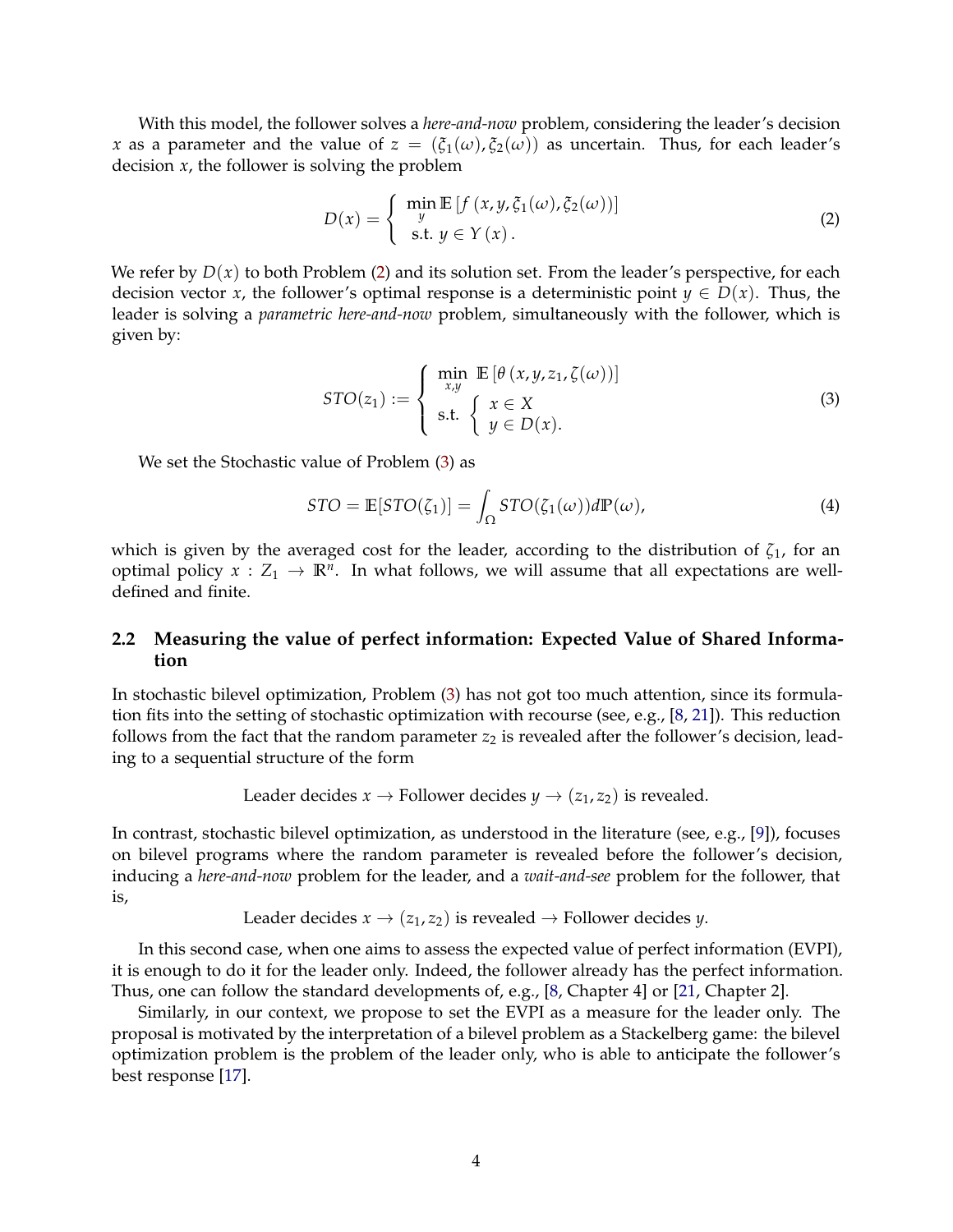With this model, the follower solves a *here-and-now* problem, considering the leader's decision $x$ as a parameter and the value of $z = (\xi_1(\omega), \xi_2(\omega))$ as uncertain. Thus, for each leader's decision $x$, the follower is solving the problem

$$
D(x) = \begin{cases} \min\limits_{y} \mathbb{E}\left[f\left(x, y, \xi_1(\omega), \xi_2(\omega)\right)\right] \\ \text{s.t. } y \in Y\left(x\right). \end{cases} \tag{2}
$$

We refer by $D(x)$ to both Problem (2) and its solution set. From the leader's perspective, for each decision vector $x$, the follower's optimal response is a deterministic point $y \in D(x)$. Thus, the leader is solving a *parametric here-and-now* problem, simultaneously with the follower, which is given by:

$$
STO(z_1) := \begin{cases} \min\limits_{x,y} \ \mathbb{E}\left[\theta\left(x, y, z_1, \zeta(\omega)\right)\right] \\ \text{s.t. } \begin{cases} x \in X \\ y \in D(x). \end{cases} \end{cases} \tag{3}
$$

We set the Stochastic value of Problem (3) as

$$
STO = \mathbb{E}[STO(\zeta_1)] = \int_\Omega STO(\zeta_1(\omega)) d\mathbb{P}(\omega), \tag{4}
$$

which is given by the averaged cost for the leader, according to the distribution of $\zeta_1$, for an optimal policy $x : Z_1 \to \mathbb{R}^n$. In what follows, we will assume that all expectations are well-defined and finite.

## 2.2 Measuring the value of perfect information: Expected Value of Shared Information

In stochastic bilevel optimization, Problem (3) has not got too much attention, since its formulation fits into the setting of stochastic optimization with recourse (see, e.g., [8, 21]). This reduction follows from the fact that the random parameter $z_2$ is revealed after the follower's decision, leading to a sequential structure of the form

Leader decides $x \to$ Follower decides $y \to (z_1, z_2)$ is revealed.

In contrast, stochastic bilevel optimization, as understood in the literature (see, e.g., [9]), focuses on bilevel programs where the random parameter is revealed before the follower's decision, inducing a *here-and-now* problem for the leader, and a *wait-and-see* problem for the follower, that is,

Leader decides $x \to (z_1, z_2)$ is revealed $\to$ Follower decides $y$.

In this second case, when one aims to assess the expected value of perfect information (EVPI), it is enough to do it for the leader only. Indeed, the follower already has the perfect information. Thus, one can follow the standard developments of, e.g., [8, Chapter 4] or [21, Chapter 2].

Similarly, in our context, we propose to set the EVPI as a measure for the leader only. The proposal is motivated by the interpretation of a bilevel problem as a Stackelberg game: the bilevel optimization problem is the problem of the leader only, who is able to anticipate the follower's best response [17].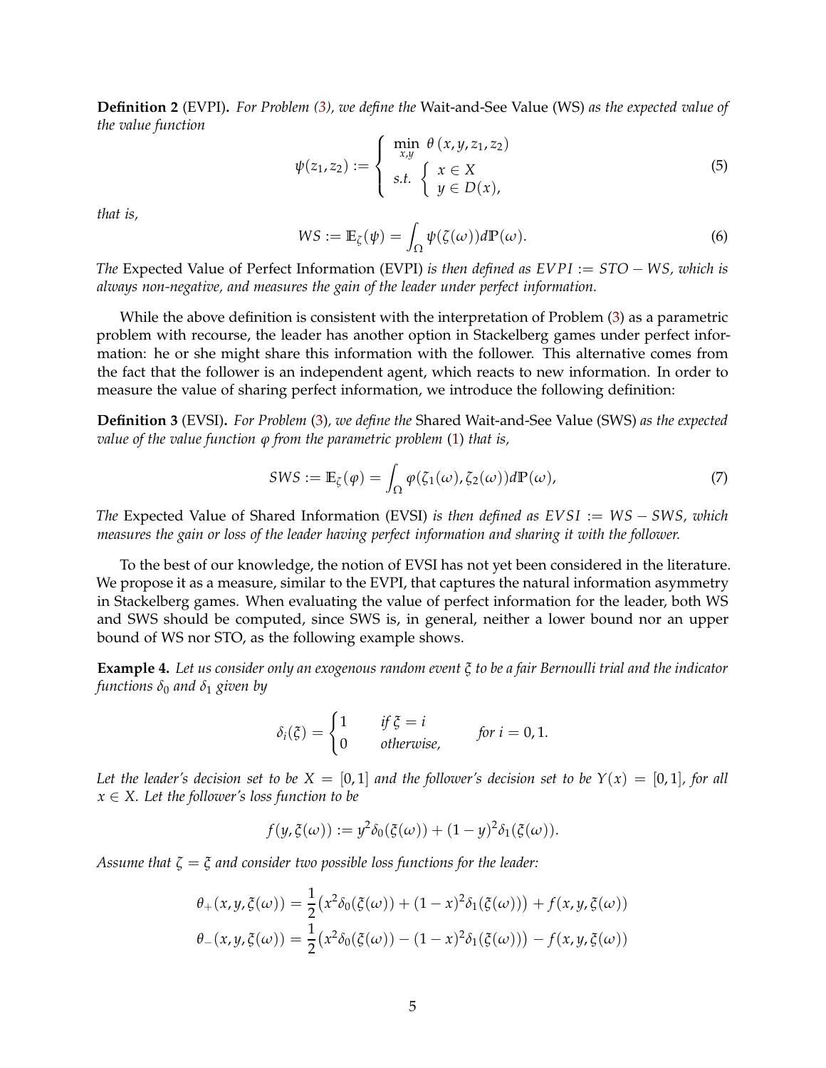**Definition 2** (EVPI)**.** *For Problem (3), we define the* Wait-and-See Value (WS) *as the expected value of the value function*

$$\psi(z_1, z_2) := \left\{ \begin{array}{l} \min\limits_{x,y} \; \theta\,(x, y, z_1, z_2) \\ s.t. \; \left\{ \begin{array}{l} x \in X \\ y \in D(x), \end{array} \right. \end{array} \right. \tag{5}$$

*that is,*

$$WS := \mathbb{E}_{\zeta}(\psi) = \int_{\Omega} \psi(\zeta(\omega)) d\mathbb{P}(\omega). \tag{6}$$

*The* Expected Value of Perfect Information (EVPI) *is then defined as $EVPI := STO - WS$, which is always non-negative, and measures the gain of the leader under perfect information.*

While the above definition is consistent with the interpretation of Problem (3) as a parametric problem with recourse, the leader has another option in Stackelberg games under perfect information: he or she might share this information with the follower. This alternative comes from the fact that the follower is an independent agent, which reacts to new information. In order to measure the value of sharing perfect information, we introduce the following definition:

**Definition 3** (EVSI)**.** *For Problem* (3)*, we define the* Shared Wait-and-See Value (SWS) *as the expected value of the value function $\varphi$ from the parametric problem* (1) *that is,*

$$SWS := \mathbb{E}_{\zeta}(\varphi) = \int_{\Omega} \varphi(\zeta_1(\omega), \zeta_2(\omega)) d\mathbb{P}(\omega), \tag{7}$$

*The* Expected Value of Shared Information (EVSI) *is then defined as $EVSI := WS - SWS$, which measures the gain or loss of the leader having perfect information and sharing it with the follower.*

To the best of our knowledge, the notion of EVSI has not yet been considered in the literature. We propose it as a measure, similar to the EVPI, that captures the natural information asymmetry in Stackelberg games. When evaluating the value of perfect information for the leader, both WS and SWS should be computed, since SWS is, in general, neither a lower bound nor an upper bound of WS nor STO, as the following example shows.

**Example 4.** *Let us consider only an exogenous random event $\xi$ to be a fair Bernoulli trial and the indicator functions $\delta_0$ and $\delta_1$ given by*

$$\delta_i(\xi) = \begin{cases} 1 & \text{if } \xi = i \\ 0 & \text{otherwise,} \end{cases} \qquad \text{for } i = 0, 1.$$

*Let the leader's decision set to be $X = [0, 1]$ and the follower's decision set to be $Y(x) = [0, 1]$, for all $x \in X$. Let the follower's loss function to be*

$$f(y, \xi(\omega)) := y^2 \delta_0(\xi(\omega)) + (1 - y)^2 \delta_1(\xi(\omega)).$$

*Assume that $\zeta = \xi$ and consider two possible loss functions for the leader:*

$$\theta_+(x, y, \xi(\omega)) = \frac{1}{2}\big(x^2 \delta_0(\xi(\omega)) + (1 - x)^2 \delta_1(\xi(\omega))\big) + f(x, y, \xi(\omega))$$
$$\theta_-(x, y, \xi(\omega)) = \frac{1}{2}\big(x^2 \delta_0(\xi(\omega)) - (1 - x)^2 \delta_1(\xi(\omega))\big) - f(x, y, \xi(\omega))$$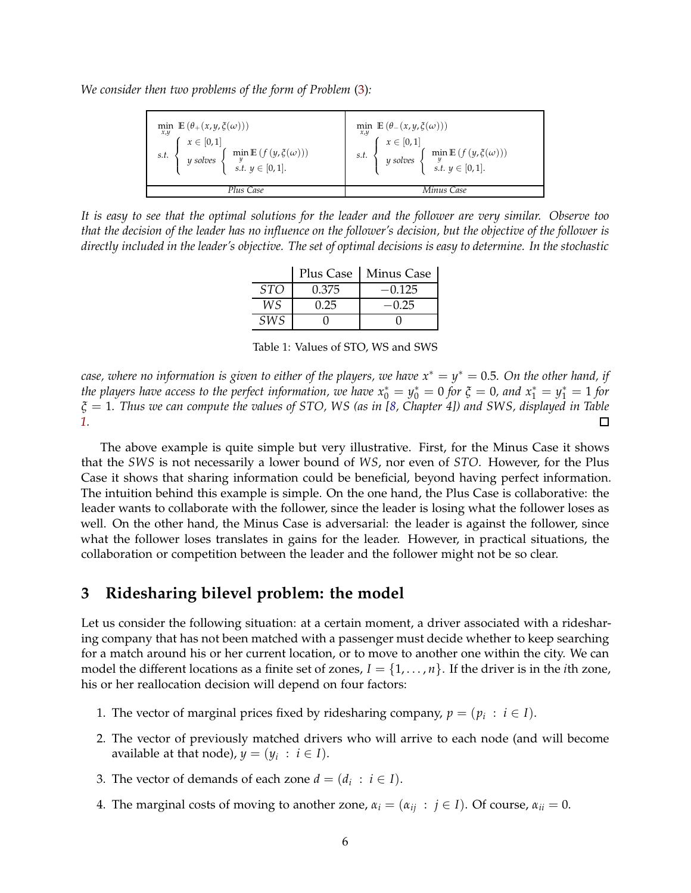*We consider then two problems of the form of Problem (3):*

| $\min\limits_{x,y} \; \mathbb{E}\left(\theta_{+}(x,y,\xi(\omega))\right)$ s.t. $\left\{ \begin{array}{l} x \in [0,1] \\ y \text{ solves } \left\{ \begin{array}{l} \min\limits_{y} \mathbb{E}\left(f\left(y,\xi(\omega)\right)\right) \\ s.t. \; y \in [0,1]. \end{array} \right. \end{array} \right.$ | $\min\limits_{x,y} \; \mathbb{E}\left(\theta_{-}(x,y,\xi(\omega))\right)$ s.t. $\left\{ \begin{array}{l} x \in [0,1] \\ y \text{ solves } \left\{ \begin{array}{l} \min\limits_{y} \mathbb{E}\left(f\left(y,\xi(\omega)\right)\right) \\ s.t. \; y \in [0,1]. \end{array} \right. \end{array} \right.$ |
|---|---|
| *Plus Case* | *Minus Case* |

*It is easy to see that the optimal solutions for the leader and the follower are very similar. Observe too that the decision of the leader has no influence on the follower's decision, but the objective of the follower is directly included in the leader's objective. The set of optimal decisions is easy to determine. In the stochastic case, where no information is given to either of the players, we have $x^* = y^* = 0.5$. On the other hand, if the players have access to the perfect information, we have $x_0^* = y_0^* = 0$ for $\xi = 0$, and $x_1^* = y_1^* = 1$ for $\xi = 1$. Thus we can compute the values of STO, WS (as in [8, Chapter 4]) and SWS, displayed in Table 1.* □

| | Plus Case | Minus Case |
|---|---|---|
| *STO* | 0.375 | $-0.125$ |
| *WS* | 0.25 | $-0.25$ |
| *SWS* | 0 | 0 |

Table 1: Values of STO, WS and SWS

The above example is quite simple but very illustrative. First, for the Minus Case it shows that the *SWS* is not necessarily a lower bound of *WS*, nor even of *STO*. However, for the Plus Case it shows that sharing information could be beneficial, beyond having perfect information. The intuition behind this example is simple. On the one hand, the Plus Case is collaborative: the leader wants to collaborate with the follower, since the leader is losing what the follower loses as well. On the other hand, the Minus Case is adversarial: the leader is against the follower, since what the follower loses translates in gains for the leader. However, in practical situations, the collaboration or competition between the leader and the follower might not be so clear.

## 3 Ridesharing bilevel problem: the model

Let us consider the following situation: at a certain moment, a driver associated with a ridesharing company that has not been matched with a passenger must decide whether to keep searching for a match around his or her current location, or to move to another one within the city. We can model the different locations as a finite set of zones, $I = \{1, \ldots, n\}$. If the driver is in the $i$th zone, his or her reallocation decision will depend on four factors:

1. The vector of marginal prices fixed by ridesharing company, $p = (p_i \; : \; i \in I)$.
2. The vector of previously matched drivers who will arrive to each node (and will become available at that node), $y = (y_i \; : \; i \in I)$.
3. The vector of demands of each zone $d = (d_i \; : \; i \in I)$.
4. The marginal costs of moving to another zone, $\alpha_i = (\alpha_{ij} \; : \; j \in I)$. Of course, $\alpha_{ii} = 0$.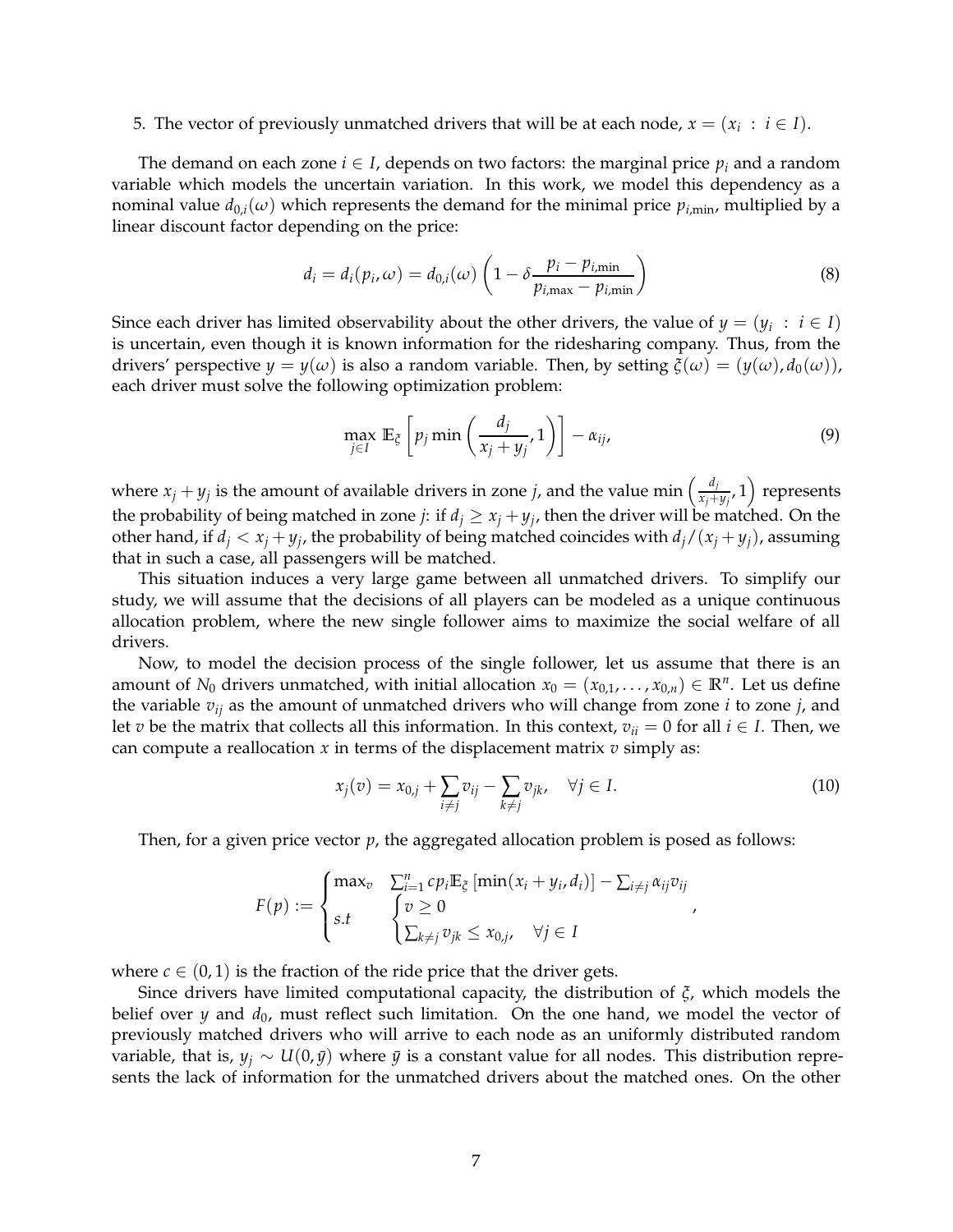5. The vector of previously unmatched drivers that will be at each node, $x = (x_i : i \in I)$.

The demand on each zone $i \in I$, depends on two factors: the marginal price $p_i$ and a random variable which models the uncertain variation. In this work, we model this dependency as a nominal value $d_{0,i}(\omega)$ which represents the demand for the minimal price $p_{i,\min}$, multiplied by a linear discount factor depending on the price:

$$d_i = d_i(p_i, \omega) = d_{0,i}(\omega) \left(1 - \delta \frac{p_i - p_{i,\min}}{p_{i,\max} - p_{i,\min}}\right) \tag{8}$$

Since each driver has limited observability about the other drivers, the value of $y = (y_i : i \in I)$ is uncertain, even though it is known information for the ridesharing company. Thus, from the drivers' perspective $y = y(\omega)$ is also a random variable. Then, by setting $\xi(\omega) = (y(\omega), d_0(\omega))$, each driver must solve the following optimization problem:

$$\max_{j \in I} \mathbb{E}_\xi \left[p_j \min\left(\frac{d_j}{x_j + y_j}, 1\right)\right] - \alpha_{ij}, \tag{9}$$

where $x_j + y_j$ is the amount of available drivers in zone $j$, and the value $\min\left(\frac{d_j}{x_j+y_j}, 1\right)$ represents the probability of being matched in zone $j$: if $d_j \geq x_j + y_j$, then the driver will be matched. On the other hand, if $d_j < x_j + y_j$, the probability of being matched coincides with $d_j/(x_j + y_j)$, assuming that in such a case, all passengers will be matched.

This situation induces a very large game between all unmatched drivers. To simplify our study, we will assume that the decisions of all players can be modeled as a unique continuous allocation problem, where the new single follower aims to maximize the social welfare of all drivers.

Now, to model the decision process of the single follower, let us assume that there is an amount of $N_0$ drivers unmatched, with initial allocation $x_0 = (x_{0,1}, \ldots, x_{0,n}) \in \mathbb{R}^n$. Let us define the variable $v_{ij}$ as the amount of unmatched drivers who will change from zone $i$ to zone $j$, and let $v$ be the matrix that collects all this information. In this context, $v_{ii} = 0$ for all $i \in I$. Then, we can compute a reallocation $x$ in terms of the displacement matrix $v$ simply as:

$$x_j(v) = x_{0,j} + \sum_{i \neq j} v_{ij} - \sum_{k \neq j} v_{jk}, \quad \forall j \in I. \tag{10}$$

Then, for a given price vector $p$, the aggregated allocation problem is posed as follows:

$$F(p) := \begin{cases} \max_v & \sum_{i=1}^n c p_i \mathbb{E}_\xi \left[\min(x_i + y_i, d_i)\right] - \sum_{i \neq j} \alpha_{ij} v_{ij} \\ s.t & \begin{cases} v \geq 0 \\ \sum_{k \neq j} v_{jk} \leq x_{0,j}, \quad \forall j \in I \end{cases} \end{cases},$$

where $c \in (0, 1)$ is the fraction of the ride price that the driver gets.

Since drivers have limited computational capacity, the distribution of $\xi$, which models the belief over $y$ and $d_0$, must reflect such limitation. On the one hand, we model the vector of previously matched drivers who will arrive to each node as an uniformly distributed random variable, that is, $y_j \sim U(0, \bar{y})$ where $\bar{y}$ is a constant value for all nodes. This distribution represents the lack of information for the unmatched drivers about the matched ones. On the other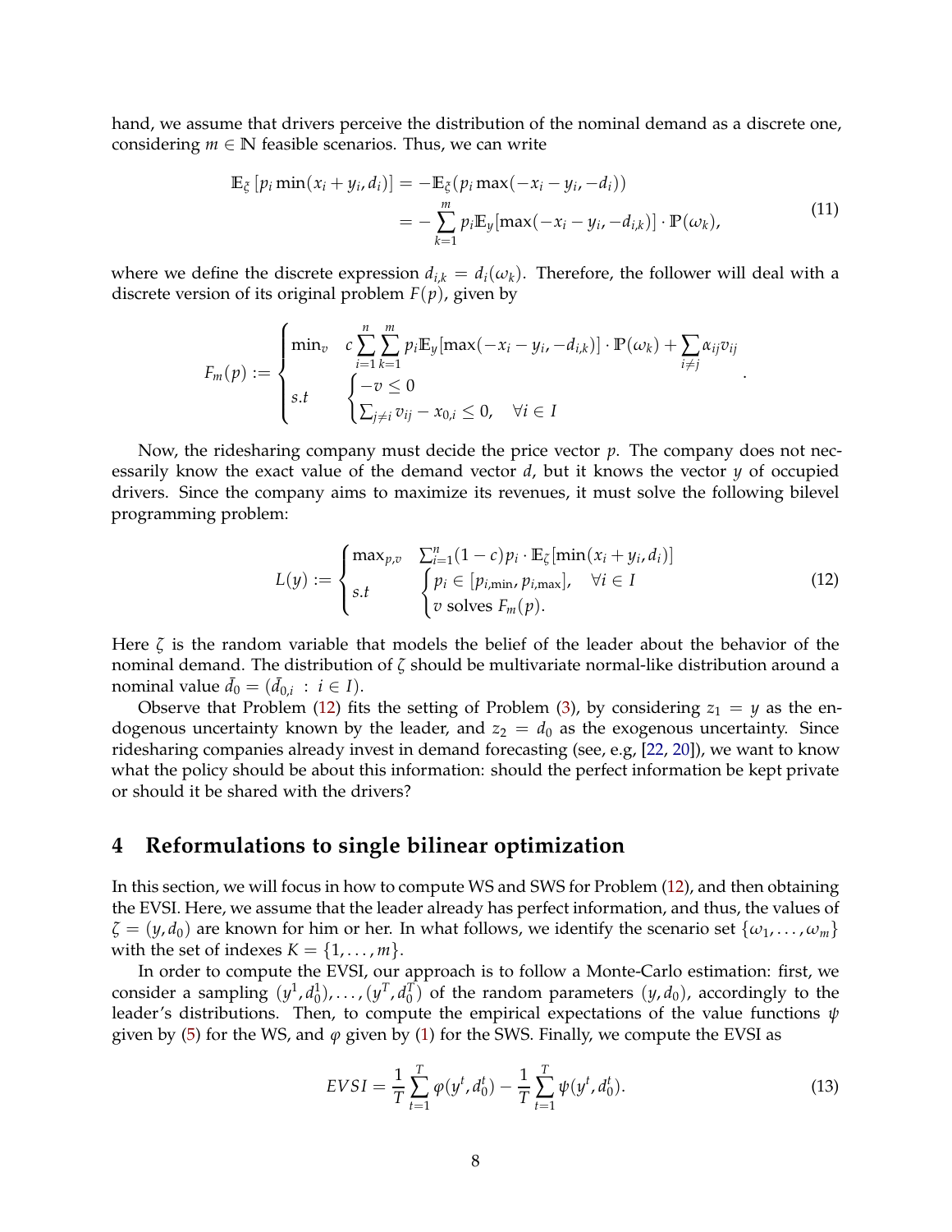hand, we assume that drivers perceive the distribution of the nominal demand as a discrete one, considering $m \in \mathbb{N}$ feasible scenarios. Thus, we can write

$$
\begin{aligned}
\mathbb{E}_{\xi}\left[p_i \min(x_i + y_i, d_i)\right] &= -\mathbb{E}_{\xi}(p_i \max(-x_i - y_i, -d_i)) \\
&= -\sum_{k=1}^{m} p_i \mathbb{E}_y[\max(-x_i - y_i, -d_{i,k})] \cdot \mathbb{P}(\omega_k),
\end{aligned} \tag{11}
$$

where we define the discrete expression $d_{i,k} = d_i(\omega_k)$. Therefore, the follower will deal with a discrete version of its original problem $F(p)$, given by

$$
F_m(p) := \begin{cases} \min_v & c\sum_{i=1}^{n}\sum_{k=1}^{m} p_i \mathbb{E}_y[\max(-x_i - y_i, -d_{i,k})] \cdot \mathbb{P}(\omega_k) + \sum_{i \neq j} \alpha_{ij} v_{ij} \\ s.t & \begin{cases} -v \leq 0 \\ \sum_{j \neq i} v_{ij} - x_{0,i} \leq 0, \quad \forall i \in I \end{cases} \end{cases}.
$$

Now, the ridesharing company must decide the price vector $p$. The company does not necessarily know the exact value of the demand vector $d$, but it knows the vector $y$ of occupied drivers. Since the company aims to maximize its revenues, it must solve the following bilevel programming problem:

$$
L(y) := \begin{cases} \max_{p,v} & \sum_{i=1}^{n} (1-c) p_i \cdot \mathbb{E}_{\zeta}[\min(x_i + y_i, d_i)] \\ s.t & \begin{cases} p_i \in [p_{i,\min}, p_{i,\max}], \quad \forall i \in I \\ v \text{ solves } F_m(p). \end{cases} \end{cases} \tag{12}
$$

Here $\zeta$ is the random variable that models the belief of the leader about the behavior of the nominal demand. The distribution of $\zeta$ should be multivariate normal-like distribution around a nominal value $\bar{d}_0 = (\bar{d}_{0,i} \,:\, i \in I)$.

Observe that Problem (12) fits the setting of Problem (3), by considering $z_1 = y$ as the endogenous uncertainty known by the leader, and $z_2 = d_0$ as the exogenous uncertainty. Since ridesharing companies already invest in demand forecasting (see, e.g, [22, 20]), we want to know what the policy should be about this information: should the perfect information be kept private or should it be shared with the drivers?

## 4 Reformulations to single bilinear optimization

In this section, we will focus in how to compute WS and SWS for Problem (12), and then obtaining the EVSI. Here, we assume that the leader already has perfect information, and thus, the values of $\zeta = (y, d_0)$ are known for him or her. In what follows, we identify the scenario set $\{\omega_1, \ldots, \omega_m\}$ with the set of indexes $K = \{1, \ldots, m\}$.

In order to compute the EVSI, our approach is to follow a Monte-Carlo estimation: first, we consider a sampling $(y^1, d_0^1), \ldots, (y^T, d_0^T)$ of the random parameters $(y, d_0)$, accordingly to the leader's distributions. Then, to compute the empirical expectations of the value functions $\psi$ given by (5) for the WS, and $\varphi$ given by (1) for the SWS. Finally, we compute the EVSI as

$$
EVSI = \frac{1}{T}\sum_{t=1}^{T} \varphi(y^t, d_0^t) - \frac{1}{T}\sum_{t=1}^{T} \psi(y^t, d_0^t). \tag{13}
$$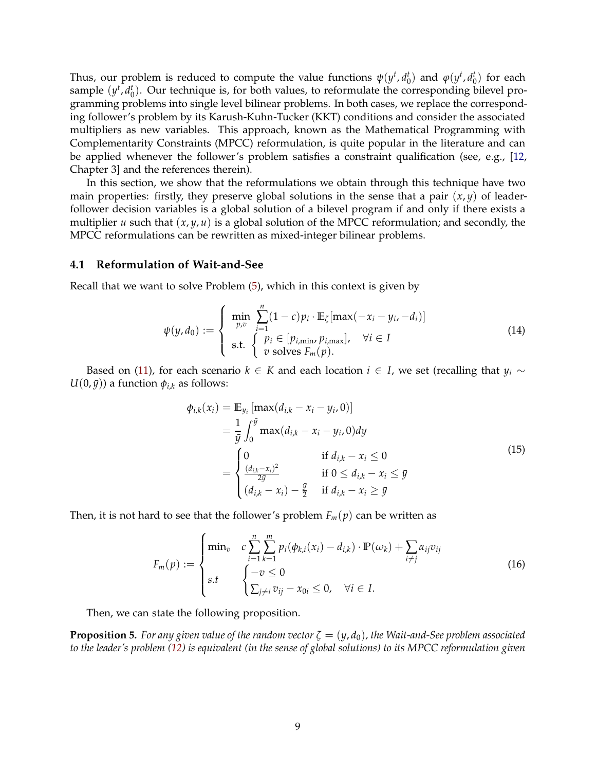Thus, our problem is reduced to compute the value functions $\psi(y^t, d_0^t)$ and $\varphi(y^t, d_0^t)$ for each sample $(y^t, d_0^t)$. Our technique is, for both values, to reformulate the corresponding bilevel programming problems into single level bilinear problems. In both cases, we replace the corresponding follower's problem by its Karush-Kuhn-Tucker (KKT) conditions and consider the associated multipliers as new variables. This approach, known as the Mathematical Programming with Complementarity Constraints (MPCC) reformulation, is quite popular in the literature and can be applied whenever the follower's problem satisfies a constraint qualification (see, e.g., [12, Chapter 3] and the references therein).

In this section, we show that the reformulations we obtain through this technique have two main properties: firstly, they preserve global solutions in the sense that a pair $(x, y)$ of leader-follower decision variables is a global solution of a bilevel program if and only if there exists a multiplier $u$ such that $(x, y, u)$ is a global solution of the MPCC reformulation; and secondly, the MPCC reformulations can be rewritten as mixed-integer bilinear problems.

### 4.1 Reformulation of Wait-and-See

Recall that we want to solve Problem (5), which in this context is given by

$$
\psi(y, d_0) := \left\{ \begin{array}{l} \min\limits_{p,v} \ \sum\limits_{i=1}^{n} (1-c) p_i \cdot \mathbb{E}_\zeta [\max(-x_i - y_i, -d_i)] \\ \text{s.t.} \ \left\{ \begin{array}{l} p_i \in [p_{i,\min}, p_{i,\max}], \quad \forall i \in I \\ v \text{ solves } F_m(p). \end{array} \right. \end{array} \right. \tag{14}
$$

Based on (11), for each scenario $k \in K$ and each location $i \in I$, we set (recalling that $y_i \sim U(0, \bar{y})$) a function $\phi_{i,k}$ as follows:

$$
\begin{aligned}
\phi_{i,k}(x_i) &= \mathbb{E}_{y_i} \left[ \max(d_{i,k} - x_i - y_i, 0) \right] \\
&= \frac{1}{\bar{y}} \int_0^{\bar{y}} \max(d_{i,k} - x_i - y_i, 0) dy \\
&= \begin{cases} 0 & \text{if } d_{i,k} - x_i \leq 0 \\ \frac{(d_{i,k} - x_i)^2}{2\bar{y}} & \text{if } 0 \leq d_{i,k} - x_i \leq \bar{y} \\ (d_{i,k} - x_i) - \frac{\bar{y}}{2} & \text{if } d_{i,k} - x_i \geq \bar{y} \end{cases}
\end{aligned} \tag{15}
$$

Then, it is not hard to see that the follower's problem $F_m(p)$ can be written as

$$
F_m(p) := \begin{cases} \min_v \quad c \sum\limits_{i=1}^{n} \sum\limits_{k=1}^{m} p_i (\phi_{k,i}(x_i) - d_{i,k}) \cdot \mathbb{P}(\omega_k) + \sum\limits_{i \neq j} \alpha_{ij} v_{ij} \\ s.t \qquad \begin{cases} -v \leq 0 \\ \sum_{j \neq i} v_{ij} - x_{0i} \leq 0, \quad \forall i \in I. \end{cases} \end{cases} \tag{16}
$$

Then, we can state the following proposition.

**Proposition 5.** *For any given value of the random vector $\zeta = (y, d_0)$, the Wait-and-See problem associated to the leader's problem (12) is equivalent (in the sense of global solutions) to its MPCC reformulation given*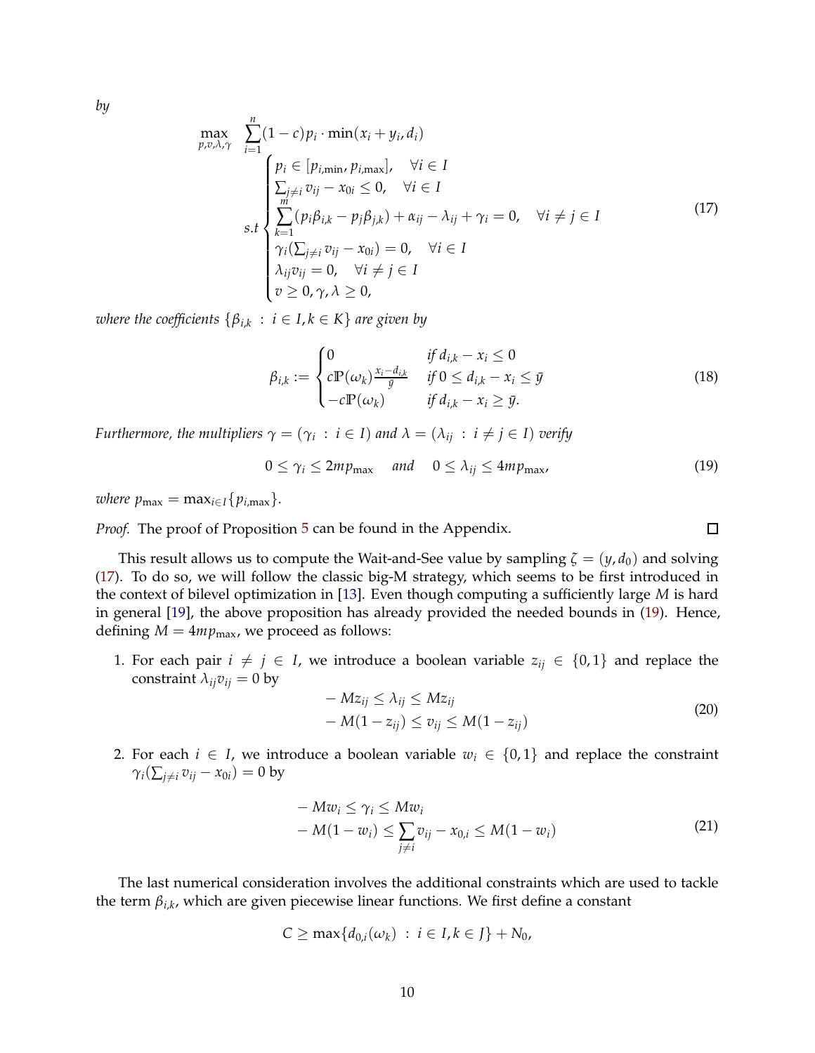*by*

$$
\max_{p,v,\lambda,\gamma} \quad \sum_{i=1}^{n}(1-c)p_i \cdot \min(x_i+y_i,d_i)
$$
$$
s.t \begin{cases} p_i \in [p_{i,\min}, p_{i,\max}], \quad \forall i \in I \\ \sum_{j\neq i} v_{ij} - x_{0i} \leq 0, \quad \forall i \in I \\ \sum_{k=1}^{m}(p_i\beta_{i,k} - p_j\beta_{j,k}) + \alpha_{ij} - \lambda_{ij} + \gamma_i = 0, \quad \forall i \neq j \in I \\ \gamma_i(\sum_{j\neq i} v_{ij} - x_{0i}) = 0, \quad \forall i \in I \\ \lambda_{ij}v_{ij} = 0, \quad \forall i \neq j \in I \\ v \geq 0, \gamma, \lambda \geq 0, \end{cases} \tag{17}
$$

*where the coefficients* $\{\beta_{i,k} \,:\, i \in I, k \in K\}$ *are given by*

$$
\beta_{i,k} := \begin{cases} 0 & \text{if } d_{i,k} - x_i \leq 0 \\ c\mathbb{P}(\omega_k)\frac{x_i - d_{i,k}}{\bar{y}} & \text{if } 0 \leq d_{i,k} - x_i \leq \bar{y} \\ -c\mathbb{P}(\omega_k) & \text{if } d_{i,k} - x_i \geq \bar{y}. \end{cases} \tag{18}
$$

*Furthermore, the multipliers* $\gamma = (\gamma_i \,:\, i \in I)$ *and* $\lambda = (\lambda_{ij} \,:\, i \neq j \in I)$ *verify*

$$
0 \leq \gamma_i \leq 2mp_{\max} \quad \text{and} \quad 0 \leq \lambda_{ij} \leq 4mp_{\max}, \tag{19}
$$

*where* $p_{\max} = \max_{i\in I}\{p_{i,\max}\}$.

*Proof.* The proof of Proposition 5 can be found in the Appendix. □

This result allows us to compute the Wait-and-See value by sampling $\zeta = (y, d_0)$ and solving (17). To do so, we will follow the classic big-M strategy, which seems to be first introduced in the context of bilevel optimization in [13]. Even though computing a sufficiently large $M$ is hard in general [19], the above proposition has already provided the needed bounds in (19). Hence, defining $M = 4mp_{\max}$, we proceed as follows:

1. For each pair $i \neq j \in I$, we introduce a boolean variable $z_{ij} \in \{0,1\}$ and replace the constraint $\lambda_{ij}v_{ij} = 0$ by

$$
\begin{aligned} -Mz_{ij} &\leq \lambda_{ij} \leq Mz_{ij} \\ -M(1-z_{ij}) &\leq v_{ij} \leq M(1-z_{ij}) \end{aligned} \tag{20}
$$

2. For each $i \in I$, we introduce a boolean variable $w_i \in \{0,1\}$ and replace the constraint $\gamma_i(\sum_{j\neq i} v_{ij} - x_{0i}) = 0$ by

$$
\begin{aligned} -Mw_i &\leq \gamma_i \leq Mw_i \\ -M(1-w_i) &\leq \sum_{j\neq i} v_{ij} - x_{0,i} \leq M(1-w_i) \end{aligned} \tag{21}
$$

The last numerical consideration involves the additional constraints which are used to tackle the term $\beta_{i,k}$, which are given piecewise linear functions. We first define a constant

$$
C \geq \max\{d_{0,i}(\omega_k) \,:\, i \in I, k \in J\} + N_0,
$$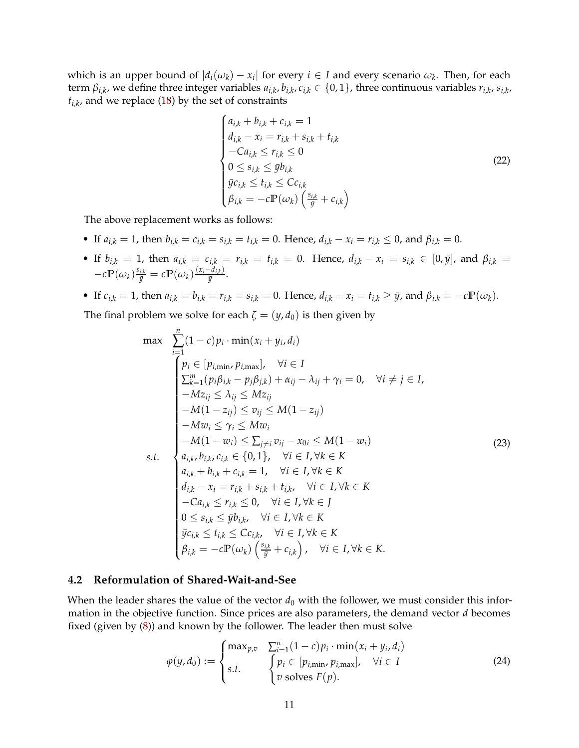which is an upper bound of $|d_i(\omega_k) - x_i|$ for every $i \in I$ and every scenario $\omega_k$. Then, for each term $\beta_{i,k}$, we define three integer variables $a_{i,k}, b_{i,k}, c_{i,k} \in \{0,1\}$, three continuous variables $r_{i,k}$, $s_{i,k}$, $t_{i,k}$, and we replace (18) by the set of constraints

$$
\begin{cases}
a_{i,k} + b_{i,k} + c_{i,k} = 1 \\
d_{i,k} - x_i = r_{i,k} + s_{i,k} + t_{i,k} \\
-Ca_{i,k} \le r_{i,k} \le 0 \\
0 \le s_{i,k} \le \bar{y} b_{i,k} \\
\bar{y} c_{i,k} \le t_{i,k} \le C c_{i,k} \\
\beta_{i,k} = -c\mathbb{P}(\omega_k)\left(\frac{s_{i,k}}{\bar{y}} + c_{i,k}\right)
\end{cases}
\tag{22}
$$

The above replacement works as follows:

- If $a_{i,k} = 1$, then $b_{i,k} = c_{i,k} = s_{i,k} = t_{i,k} = 0$. Hence, $d_{i,k} - x_i = r_{i,k} \le 0$, and $\beta_{i,k} = 0$.
- If $b_{i,k} = 1$, then $a_{i,k} = c_{i,k} = r_{i,k} = t_{i,k} = 0$. Hence, $d_{i,k} - x_i = s_{i,k} \in [0, \bar{y}]$, and $\beta_{i,k} = -c\mathbb{P}(\omega_k)\frac{s_{i,k}}{\bar{y}} = c\mathbb{P}(\omega_k)\frac{(x_i - d_{i,k})}{\bar{y}}$.
- If $c_{i,k} = 1$, then $a_{i,k} = b_{i,k} = r_{i,k} = s_{i,k} = 0$. Hence, $d_{i,k} - x_i = t_{i,k} \ge \bar{y}$, and $\beta_{i,k} = -c\mathbb{P}(\omega_k)$.

The final problem we solve for each $\zeta = (y, d_0)$ is then given by

$$
\begin{aligned}
\max \quad & \sum_{i=1}^{n} (1-c) p_i \cdot \min(x_i + y_i, d_i) \\
s.t. \quad &
\begin{cases}
p_i \in [p_{i,\min}, p_{i,\max}], \quad \forall i \in I \\
\sum_{k=1}^{m} (p_i \beta_{i,k} - p_j \beta_{j,k}) + \alpha_{ij} - \lambda_{ij} + \gamma_i = 0, \quad \forall i \ne j \in I, \\
-Mz_{ij} \le \lambda_{ij} \le Mz_{ij} \\
-M(1 - z_{ij}) \le v_{ij} \le M(1 - z_{ij}) \\
-Mw_i \le \gamma_i \le Mw_i \\
-M(1 - w_i) \le \sum_{j \ne i} v_{ij} - x_{0i} \le M(1 - w_i) \\
a_{i,k}, b_{i,k}, c_{i,k} \in \{0,1\}, \quad \forall i \in I, \forall k \in K \\
a_{i,k} + b_{i,k} + c_{i,k} = 1, \quad \forall i \in I, \forall k \in K \\
d_{i,k} - x_i = r_{i,k} + s_{i,k} + t_{i,k}, \quad \forall i \in I, \forall k \in K \\
-Ca_{i,k} \le r_{i,k} \le 0, \quad \forall i \in I, \forall k \in J \\
0 \le s_{i,k} \le \bar{y} b_{i,k}, \quad \forall i \in I, \forall k \in K \\
\bar{y} c_{i,k} \le t_{i,k} \le C c_{i,k}, \quad \forall i \in I, \forall k \in K \\
\beta_{i,k} = -c\mathbb{P}(\omega_k)\left(\frac{s_{i,k}}{\bar{y}} + c_{i,k}\right), \quad \forall i \in I, \forall k \in K.
\end{cases}
\end{aligned}
\tag{23}
$$

## 4.2 Reformulation of Shared-Wait-and-See

When the leader shares the value of the vector $d_0$ with the follower, we must consider this information in the objective function. Since prices are also parameters, the demand vector $d$ becomes fixed (given by (8)) and known by the follower. The leader then must solve

$$
\varphi(y, d_0) :=
\begin{cases}
\max_{p,v} \quad \sum_{i=1}^{n} (1-c) p_i \cdot \min(x_i + y_i, d_i) \\
s.t. \quad
\begin{cases}
p_i \in [p_{i,\min}, p_{i,\max}], \quad \forall i \in I \\
v \text{ solves } F(p).
\end{cases}
\end{cases}
\tag{24}
$$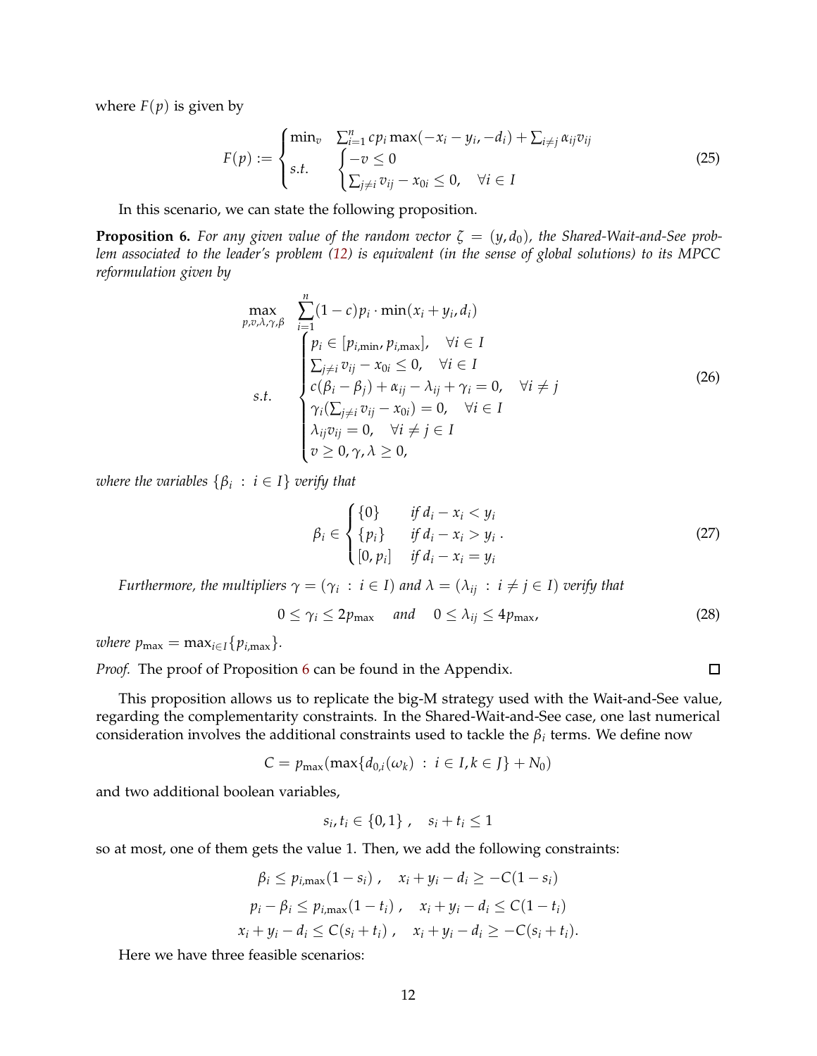where $F(p)$ is given by

$$
F(p) := \begin{cases} \min_v & \sum_{i=1}^n cp_i \max(-x_i - y_i, -d_i) + \sum_{i \neq j} \alpha_{ij} v_{ij} \\ s.t. & \begin{cases} -v \leq 0 \\ \sum_{j \neq i} v_{ij} - x_{0i} \leq 0, \quad \forall i \in I \end{cases} \end{cases} \tag{25}
$$

In this scenario, we can state the following proposition.

**Proposition 6.** *For any given value of the random vector $\zeta = (y, d_0)$, the Shared-Wait-and-See problem associated to the leader's problem (12) is equivalent (in the sense of global solutions) to its MPCC reformulation given by*

$$
\begin{array}{ll} \max\limits_{p,v,\lambda,\gamma,\beta} & \sum\limits_{i=1}^n (1-c)p_i \cdot \min(x_i + y_i, d_i) \\ s.t. & \begin{cases} p_i \in [p_{i,\min}, p_{i,\max}], \quad \forall i \in I \\ \sum_{j \neq i} v_{ij} - x_{0i} \leq 0, \quad \forall i \in I \\ c(\beta_i - \beta_j) + \alpha_{ij} - \lambda_{ij} + \gamma_i = 0, \quad \forall i \neq j \\ \gamma_i (\sum_{j \neq i} v_{ij} - x_{0i}) = 0, \quad \forall i \in I \\ \lambda_{ij} v_{ij} = 0, \quad \forall i \neq j \in I \\ v \geq 0, \gamma, \lambda \geq 0, \end{cases} \end{array} \tag{26}
$$

*where the variables $\{\beta_i \,:\, i \in I\}$ verify that*

$$
\beta_i \in \begin{cases} \{0\} & \text{if } d_i - x_i < y_i \\ \{p_i\} & \text{if } d_i - x_i > y_i \\ [0, p_i] & \text{if } d_i - x_i = y_i \end{cases}. \tag{27}
$$

*Furthermore, the multipliers $\gamma = (\gamma_i \,:\, i \in I)$ and $\lambda = (\lambda_{ij} \,:\, i \neq j \in I)$ verify that*

$$
0 \leq \gamma_i \leq 2p_{\max} \quad \text{and} \quad 0 \leq \lambda_{ij} \leq 4p_{\max}, \tag{28}
$$

*where $p_{\max} = \max_{i \in I}\{p_{i,\max}\}$.*

*Proof.* The proof of Proposition 6 can be found in the Appendix. □

This proposition allows us to replicate the big-M strategy used with the Wait-and-See value, regarding the complementarity constraints. In the Shared-Wait-and-See case, one last numerical consideration involves the additional constraints used to tackle the $\beta_i$ terms. We define now

$$
C = p_{\max}(\max\{d_{0,i}(\omega_k) \,:\, i \in I, k \in J\} + N_0)
$$

and two additional boolean variables,

$$
s_i, t_i \in \{0, 1\}, \quad s_i + t_i \leq 1
$$

so at most, one of them gets the value 1. Then, we add the following constraints:

$$
\beta_i \leq p_{i,\max}(1 - s_i), \quad x_i + y_i - d_i \geq -C(1 - s_i)
$$

$$
p_i - \beta_i \leq p_{i,\max}(1 - t_i), \quad x_i + y_i - d_i \leq C(1 - t_i)
$$

$$
x_i + y_i - d_i \leq C(s_i + t_i), \quad x_i + y_i - d_i \geq -C(s_i + t_i).
$$

Here we have three feasible scenarios: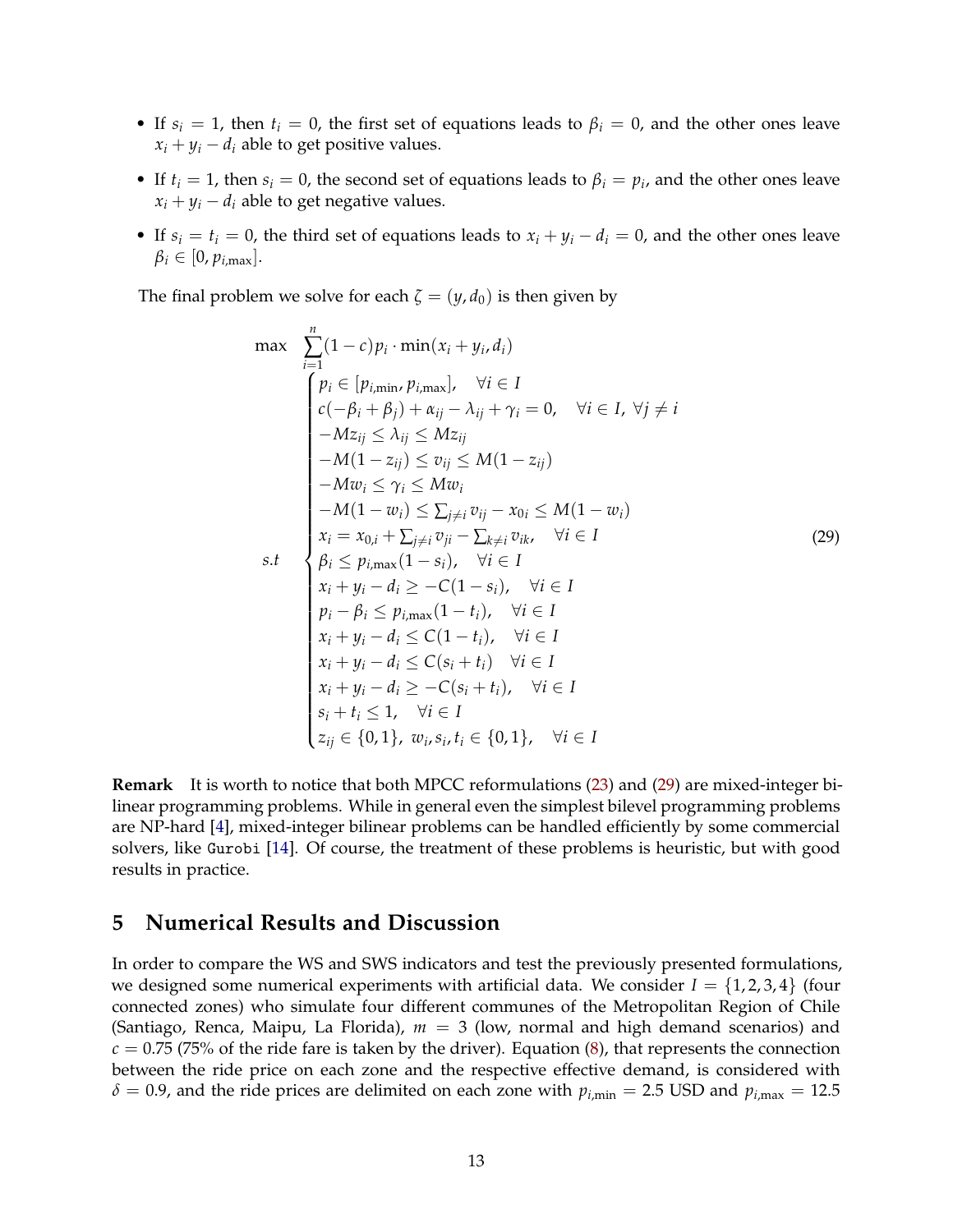- If $s_i = 1$, then $t_i = 0$, the first set of equations leads to $\beta_i = 0$, and the other ones leave $x_i + y_i - d_i$ able to get positive values.
- If $t_i = 1$, then $s_i = 0$, the second set of equations leads to $\beta_i = p_i$, and the other ones leave $x_i + y_i - d_i$ able to get negative values.
- If $s_i = t_i = 0$, the third set of equations leads to $x_i + y_i - d_i = 0$, and the other ones leave $\beta_i \in [0, p_{i,\max}]$.

The final problem we solve for each $\zeta = (y, d_0)$ is then given by

$$
\begin{aligned}
\max \quad & \sum_{i=1}^{n} (1-c) p_i \cdot \min(x_i + y_i, d_i) \\
s.t \quad & \begin{cases}
p_i \in [p_{i,\min}, p_{i,\max}], \quad \forall i \in I \\
c(-\beta_i + \beta_j) + \alpha_{ij} - \lambda_{ij} + \gamma_i = 0, \quad \forall i \in I, \ \forall j \neq i \\
-Mz_{ij} \leq \lambda_{ij} \leq Mz_{ij} \\
-M(1 - z_{ij}) \leq v_{ij} \leq M(1 - z_{ij}) \\
-Mw_i \leq \gamma_i \leq Mw_i \\
-M(1 - w_i) \leq \sum_{j \neq i} v_{ij} - x_{0i} \leq M(1 - w_i) \\
x_i = x_{0,i} + \sum_{j \neq i} v_{ji} - \sum_{k \neq i} v_{ik}, \quad \forall i \in I \\
\beta_i \leq p_{i,\max}(1 - s_i), \quad \forall i \in I \\
x_i + y_i - d_i \geq -C(1 - s_i), \quad \forall i \in I \\
p_i - \beta_i \leq p_{i,\max}(1 - t_i), \quad \forall i \in I \\
x_i + y_i - d_i \leq C(1 - t_i), \quad \forall i \in I \\
x_i + y_i - d_i \leq C(s_i + t_i) \quad \forall i \in I \\
x_i + y_i - d_i \geq -C(s_i + t_i), \quad \forall i \in I \\
s_i + t_i \leq 1, \quad \forall i \in I \\
z_{ij} \in \{0, 1\}, \ w_i, s_i, t_i \in \{0, 1\}, \quad \forall i \in I
\end{cases}
\end{aligned}
\tag{29}
$$

**Remark** It is worth to notice that both MPCC reformulations (23) and (29) are mixed-integer bilinear programming problems. While in general even the simplest bilevel programming problems are NP-hard [4], mixed-integer bilinear problems can be handled efficiently by some commercial solvers, like `Gurobi` [14]. Of course, the treatment of these problems is heuristic, but with good results in practice.

## 5 Numerical Results and Discussion

In order to compare the WS and SWS indicators and test the previously presented formulations, we designed some numerical experiments with artificial data. We consider $I = \{1, 2, 3, 4\}$ (four connected zones) who simulate four different communes of the Metropolitan Region of Chile (Santiago, Renca, Maipu, La Florida), $m = 3$ (low, normal and high demand scenarios) and $c = 0.75$ (75% of the ride fare is taken by the driver). Equation (8), that represents the connection between the ride price on each zone and the respective effective demand, is considered with $\delta = 0.9$, and the ride prices are delimited on each zone with $p_{i,\min} = 2.5$ USD and $p_{i,\max} = 12.5$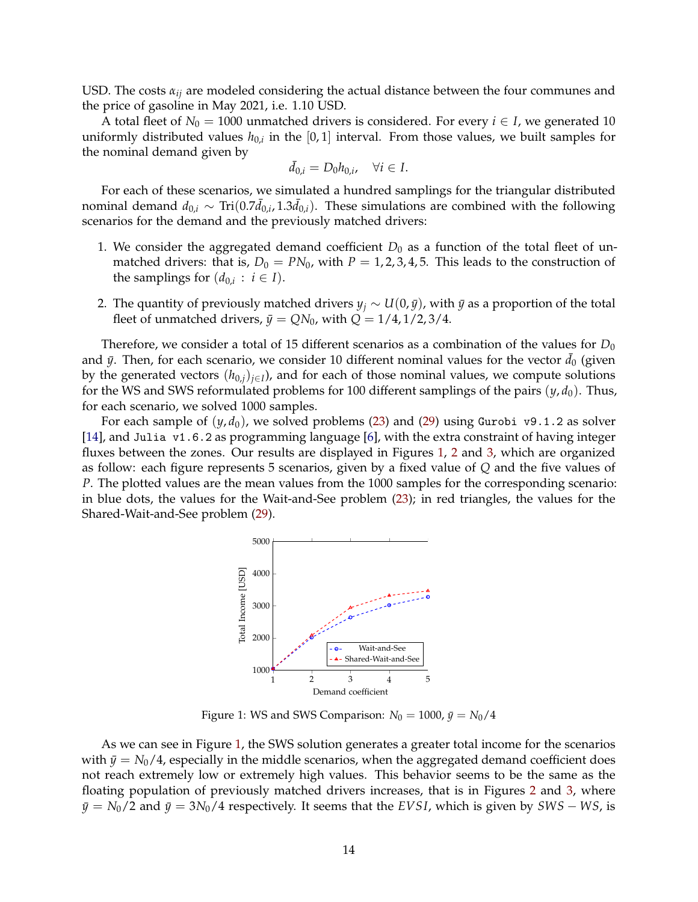USD. The costs $\alpha_{ij}$ are modeled considering the actual distance between the four communes and the price of gasoline in May 2021, i.e. 1.10 USD.

A total fleet of $N_0 = 1000$ unmatched drivers is considered. For every $i \in I$, we generated 10 uniformly distributed values $h_{0,i}$ in the $[0,1]$ interval. From those values, we built samples for the nominal demand given by

$$\bar{d}_{0,i} = D_0 h_{0,i}, \quad \forall i \in I.$$

For each of these scenarios, we simulated a hundred samplings for the triangular distributed nominal demand $d_{0,i} \sim \text{Tri}(0.7\bar{d}_{0,i}, 1.3\bar{d}_{0,i})$. These simulations are combined with the following scenarios for the demand and the previously matched drivers:

1. We consider the aggregated demand coefficient $D_0$ as a function of the total fleet of unmatched drivers: that is, $D_0 = PN_0$, with $P = 1, 2, 3, 4, 5$. This leads to the construction of the samplings for $(d_{0,i} : i \in I)$.
2. The quantity of previously matched drivers $y_j \sim U(0, \bar{y})$, with $\bar{y}$ as a proportion of the total fleet of unmatched drivers, $\bar{y} = QN_0$, with $Q = 1/4, 1/2, 3/4$.

Therefore, we consider a total of 15 different scenarios as a combination of the values for $D_0$ and $\bar{y}$. Then, for each scenario, we consider 10 different nominal values for the vector $\bar{d}_0$ (given by the generated vectors $(h_{0,j})_{j \in I}$), and for each of those nominal values, we compute solutions for the WS and SWS reformulated problems for 100 different samplings of the pairs $(y, d_0)$. Thus, for each scenario, we solved 1000 samples.

For each sample of $(y, d_0)$, we solved problems (23) and (29) using `Gurobi v9.1.2` as solver [14], and `Julia v1.6.2` as programming language [6], with the extra constraint of having integer fluxes between the zones. Our results are displayed in Figures 1, 2 and 3, which are organized as follow: each figure represents 5 scenarios, given by a fixed value of $Q$ and the five values of $P$. The plotted values are the mean values from the 1000 samples for the corresponding scenario: in blue dots, the values for the Wait-and-See problem (23); in red triangles, the values for the Shared-Wait-and-See problem (29).

Figure 1: WS and SWS Comparison: $N_0 = 1000$, $\bar{y} = N_0/4$

As we can see in Figure 1, the SWS solution generates a greater total income for the scenarios with $\bar{y} = N_0/4$, especially in the middle scenarios, when the aggregated demand coefficient does not reach extremely low or extremely high values. This behavior seems to be the same as the floating population of previously matched drivers increases, that is in Figures 2 and 3, where $\bar{y} = N_0/2$ and $\bar{y} = 3N_0/4$ respectively. It seems that the $EVSI$, which is given by $SWS - WS$, is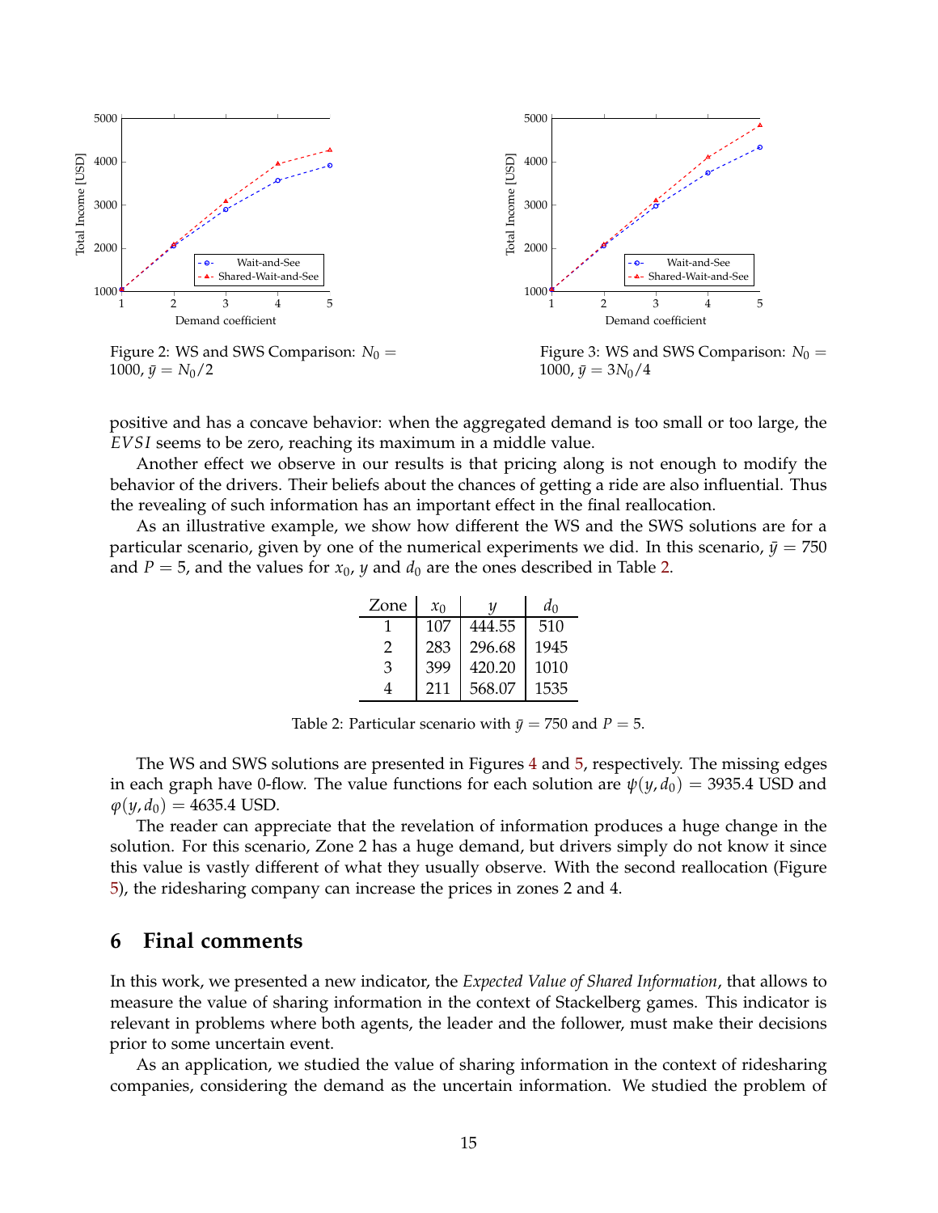Figure 2: WS and SWS Comparison: $N_0 = 1000$, $\bar{y} = N_0/2$

Figure 3: WS and SWS Comparison: $N_0 = 1000$, $\bar{y} = 3N_0/4$

positive and has a concave behavior: when the aggregated demand is too small or too large, the *EVSI* seems to be zero, reaching its maximum in a middle value.

Another effect we observe in our results is that pricing along is not enough to modify the behavior of the drivers. Their beliefs about the chances of getting a ride are also influential. Thus the revealing of such information has an important effect in the final reallocation.

As an illustrative example, we show how different the WS and the SWS solutions are for a particular scenario, given by one of the numerical experiments we did. In this scenario, $\bar{y} = 750$ and $P = 5$, and the values for $x_0$, $y$ and $d_0$ are the ones described in Table 2.

| Zone | $x_0$ | $y$ | $d_0$ |
|---|---|---|---|
| 1 | 107 | 444.55 | 510 |
| 2 | 283 | 296.68 | 1945 |
| 3 | 399 | 420.20 | 1010 |
| 4 | 211 | 568.07 | 1535 |

Table 2: Particular scenario with $\bar{y} = 750$ and $P = 5$.

The WS and SWS solutions are presented in Figures 4 and 5, respectively. The missing edges in each graph have 0-flow. The value functions for each solution are $\psi(y, d_0) = 3935.4$ USD and $\varphi(y, d_0) = 4635.4$ USD.

The reader can appreciate that the revelation of information produces a huge change in the solution. For this scenario, Zone 2 has a huge demand, but drivers simply do not know it since this value is vastly different of what they usually observe. With the second reallocation (Figure 5), the ridesharing company can increase the prices in zones 2 and 4.

# 6 Final comments

In this work, we presented a new indicator, the *Expected Value of Shared Information*, that allows to measure the value of sharing information in the context of Stackelberg games. This indicator is relevant in problems where both agents, the leader and the follower, must make their decisions prior to some uncertain event.

As an application, we studied the value of sharing information in the context of ridesharing companies, considering the demand as the uncertain information. We studied the problem of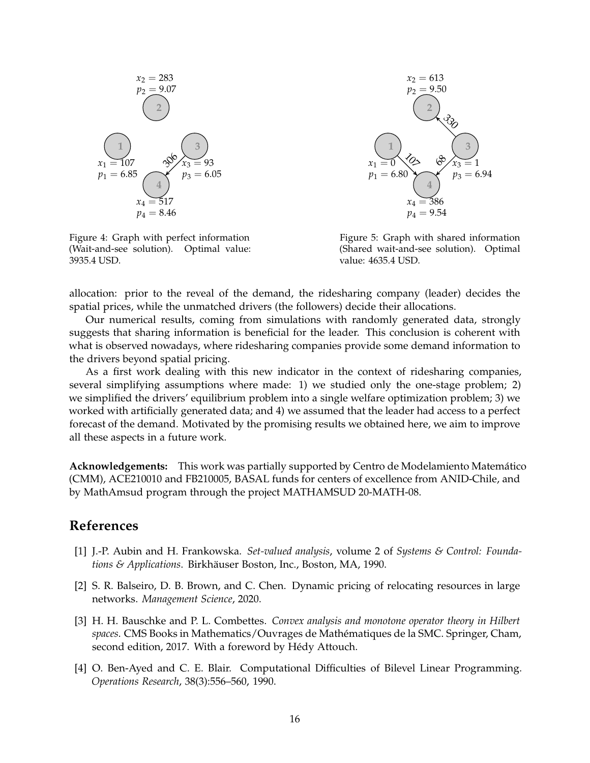Figure 4: Graph with perfect information (Wait-and-see solution). Optimal value: 3935.4 USD.

Figure 5: Graph with shared information (Shared wait-and-see solution). Optimal value: 4635.4 USD.

allocation: prior to the reveal of the demand, the ridesharing company (leader) decides the spatial prices, while the unmatched drivers (the followers) decide their allocations.

Our numerical results, coming from simulations with randomly generated data, strongly suggests that sharing information is beneficial for the leader. This conclusion is coherent with what is observed nowadays, where ridesharing companies provide some demand information to the drivers beyond spatial pricing.

As a first work dealing with this new indicator in the context of ridesharing companies, several simplifying assumptions where made: 1) we studied only the one-stage problem; 2) we simplified the drivers' equilibrium problem into a single welfare optimization problem; 3) we worked with artificially generated data; and 4) we assumed that the leader had access to a perfect forecast of the demand. Motivated by the promising results we obtained here, we aim to improve all these aspects in a future work.

**Acknowledgements:** This work was partially supported by Centro de Modelamiento Matemático (CMM), ACE210010 and FB210005, BASAL funds for centers of excellence from ANID-Chile, and by MathAmsud program through the project MATHAMSUD 20-MATH-08.

## References

[1] J.-P. Aubin and H. Frankowska. *Set-valued analysis*, volume 2 of *Systems & Control: Foundations & Applications*. Birkhäuser Boston, Inc., Boston, MA, 1990.

[2] S. R. Balseiro, D. B. Brown, and C. Chen. Dynamic pricing of relocating resources in large networks. *Management Science*, 2020.

[3] H. H. Bauschke and P. L. Combettes. *Convex analysis and monotone operator theory in Hilbert spaces*. CMS Books in Mathematics/Ouvrages de Mathématiques de la SMC. Springer, Cham, second edition, 2017. With a foreword by Hédy Attouch.

[4] O. Ben-Ayed and C. E. Blair. Computational Difficulties of Bilevel Linear Programming. *Operations Research*, 38(3):556–560, 1990.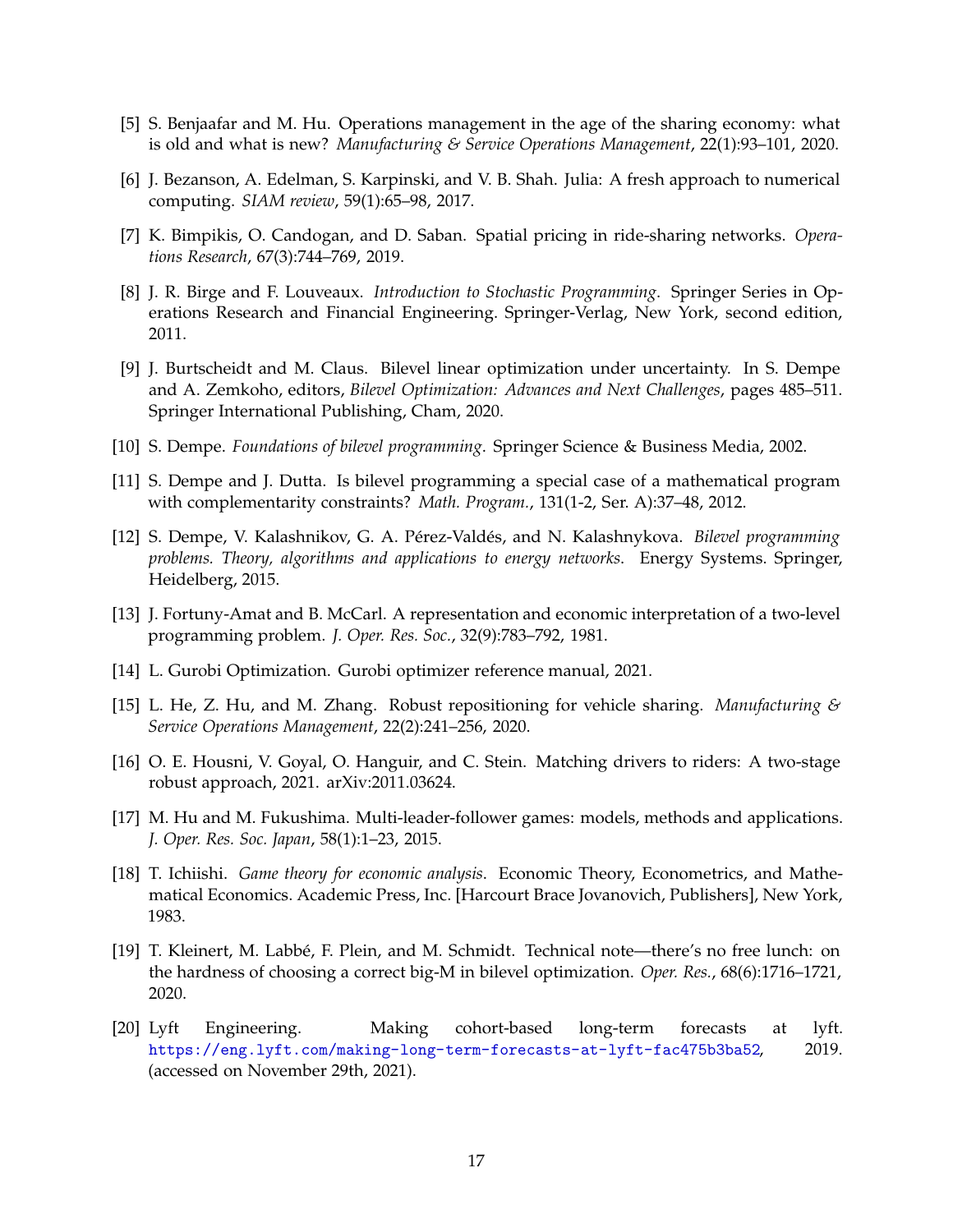[5] S. Benjaafar and M. Hu. Operations management in the age of the sharing economy: what is old and what is new? *Manufacturing & Service Operations Management*, 22(1):93–101, 2020.

[6] J. Bezanson, A. Edelman, S. Karpinski, and V. B. Shah. Julia: A fresh approach to numerical computing. *SIAM review*, 59(1):65–98, 2017.

[7] K. Bimpikis, O. Candogan, and D. Saban. Spatial pricing in ride-sharing networks. *Operations Research*, 67(3):744–769, 2019.

[8] J. R. Birge and F. Louveaux. *Introduction to Stochastic Programming*. Springer Series in Operations Research and Financial Engineering. Springer-Verlag, New York, second edition, 2011.

[9] J. Burtscheidt and M. Claus. Bilevel linear optimization under uncertainty. In S. Dempe and A. Zemkoho, editors, *Bilevel Optimization: Advances and Next Challenges*, pages 485–511. Springer International Publishing, Cham, 2020.

[10] S. Dempe. *Foundations of bilevel programming*. Springer Science & Business Media, 2002.

[11] S. Dempe and J. Dutta. Is bilevel programming a special case of a mathematical program with complementarity constraints? *Math. Program.*, 131(1-2, Ser. A):37–48, 2012.

[12] S. Dempe, V. Kalashnikov, G. A. Pérez-Valdés, and N. Kalashnykova. *Bilevel programming problems. Theory, algorithms and applications to energy networks*. Energy Systems. Springer, Heidelberg, 2015.

[13] J. Fortuny-Amat and B. McCarl. A representation and economic interpretation of a two-level programming problem. *J. Oper. Res. Soc.*, 32(9):783–792, 1981.

[14] L. Gurobi Optimization. Gurobi optimizer reference manual, 2021.

[15] L. He, Z. Hu, and M. Zhang. Robust repositioning for vehicle sharing. *Manufacturing & Service Operations Management*, 22(2):241–256, 2020.

[16] O. E. Housni, V. Goyal, O. Hanguir, and C. Stein. Matching drivers to riders: A two-stage robust approach, 2021. arXiv:2011.03624.

[17] M. Hu and M. Fukushima. Multi-leader-follower games: models, methods and applications. *J. Oper. Res. Soc. Japan*, 58(1):1–23, 2015.

[18] T. Ichiishi. *Game theory for economic analysis*. Economic Theory, Econometrics, and Mathematical Economics. Academic Press, Inc. [Harcourt Brace Jovanovich, Publishers], New York, 1983.

[19] T. Kleinert, M. Labbé, F. Plein, and M. Schmidt. Technical note—there's no free lunch: on the hardness of choosing a correct big-M in bilevel optimization. *Oper. Res.*, 68(6):1716–1721, 2020.

[20] Lyft Engineering. Making cohort-based long-term forecasts at lyft. https://eng.lyft.com/making-long-term-forecasts-at-lyft-fac475b3ba52, 2019. (accessed on November 29th, 2021).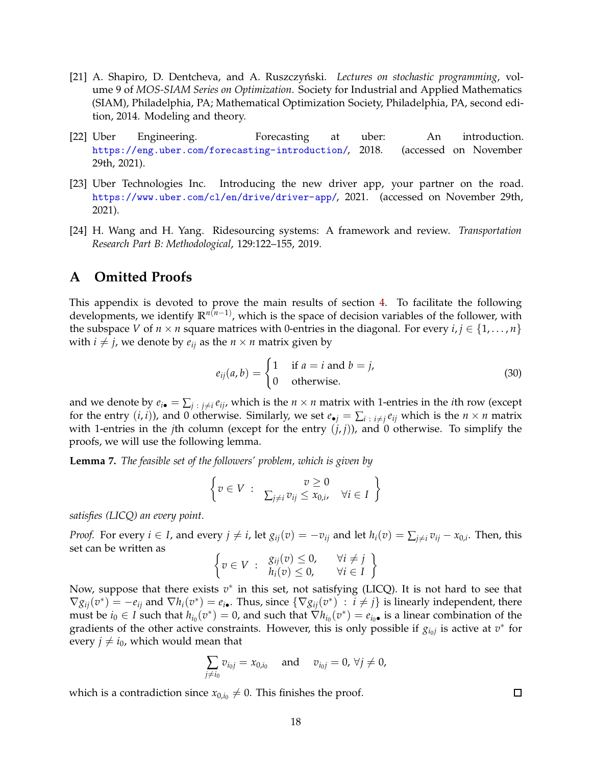[21] A. Shapiro, D. Dentcheva, and A. Ruszczyński. *Lectures on stochastic programming*, volume 9 of *MOS-SIAM Series on Optimization*. Society for Industrial and Applied Mathematics (SIAM), Philadelphia, PA; Mathematical Optimization Society, Philadelphia, PA, second edition, 2014. Modeling and theory.

[22] Uber Engineering. Forecasting at uber: An introduction. https://eng.uber.com/forecasting-introduction/, 2018. (accessed on November 29th, 2021).

[23] Uber Technologies Inc. Introducing the new driver app, your partner on the road. https://www.uber.com/cl/en/drive/driver-app/, 2021. (accessed on November 29th, 2021).

[24] H. Wang and H. Yang. Ridesourcing systems: A framework and review. *Transportation Research Part B: Methodological*, 129:122–155, 2019.

# A Omitted Proofs

This appendix is devoted to prove the main results of section 4. To facilitate the following developments, we identify $\mathbb{R}^{n(n-1)}$, which is the space of decision variables of the follower, with the subspace $V$ of $n \times n$ square matrices with 0-entries in the diagonal. For every $i, j \in \{1, \dots, n\}$ with $i \neq j$, we denote by $e_{ij}$ as the $n \times n$ matrix given by

$$e_{ij}(a,b) = \begin{cases} 1 & \text{if } a = i \text{ and } b = j, \\ 0 & \text{otherwise.} \end{cases} \tag{30}$$

and we denote by $e_{i\bullet} = \sum_{j\,:\,j\neq i} e_{ij}$, which is the $n \times n$ matrix with 1-entries in the $i$th row (except for the entry $(i,i)$), and 0 otherwise. Similarly, we set $e_{\bullet j} = \sum_{i\,:\,i\neq j} e_{ij}$ which is the $n \times n$ matrix with 1-entries in the $j$th column (except for the entry $(j,j)$), and 0 otherwise. To simplify the proofs, we will use the following lemma.

**Lemma 7.** *The feasible set of the followers' problem, which is given by*

$$\left\{ v \in V \ : \ \begin{array}{c} v \geq 0 \\ \sum_{j\neq i} v_{ij} \leq x_{0,i}, \quad \forall i \in I \end{array} \right\}$$

*satisfies (LICQ) an every point.*

*Proof.* For every $i \in I$, and every $j \neq i$, let $g_{ij}(v) = -v_{ij}$ and let $h_i(v) = \sum_{j\neq i} v_{ij} - x_{0,i}$. Then, this set can be written as

$$\left\{ v \in V \ : \ \begin{array}{ll} g_{ij}(v) \leq 0, & \forall i \neq j \\ h_i(v) \leq 0, & \forall i \in I \end{array} \right\}$$

Now, suppose that there exists $v^*$ in this set, not satisfying (LICQ). It is not hard to see that $\nabla g_{ij}(v^*) = -e_{ij}$ and $\nabla h_i(v^*) = e_{i\bullet}$. Thus, since $\{\nabla g_{ij}(v^*) \ : \ i \neq j\}$ is linearly independent, there must be $i_0 \in I$ such that $h_{i_0}(v^*) = 0$, and such that $\nabla h_{i_0}(v^*) = e_{i_0\bullet}$ is a linear combination of the gradients of the other active constraints. However, this is only possible if $g_{i_0 j}$ is active at $v^*$ for every $j \neq i_0$, which would mean that

$$\sum_{j\neq i_0} v_{i_0 j} = x_{0,i_0} \quad \text{and} \quad v_{i_0 j} = 0, \, \forall j \neq 0,$$

which is a contradiction since $x_{0,i_0} \neq 0$. This finishes the proof. $\square$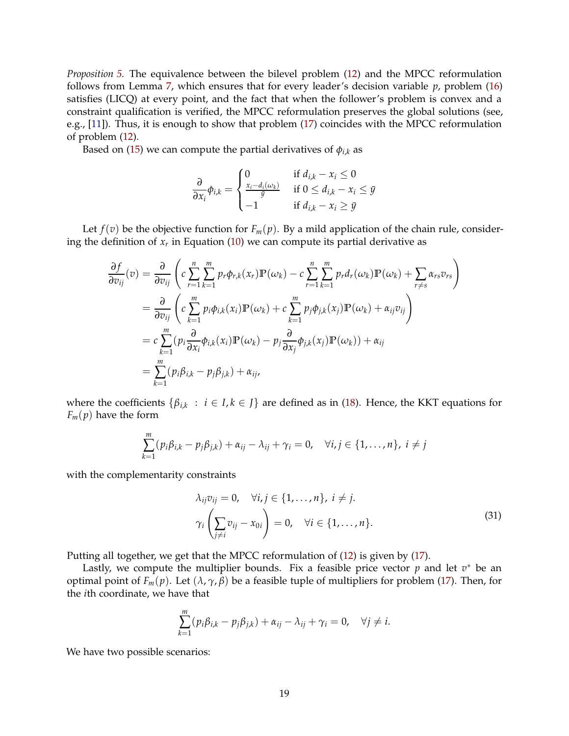*Proposition 5.* The equivalence between the bilevel problem (12) and the MPCC reformulation follows from Lemma 7, which ensures that for every leader's decision variable $p$, problem (16) satisfies (LICQ) at every point, and the fact that when the follower's problem is convex and a constraint qualification is verified, the MPCC reformulation preserves the global solutions (see, e.g., [11]). Thus, it is enough to show that problem (17) coincides with the MPCC reformulation of problem (12).

Based on (15) we can compute the partial derivatives of $\phi_{i,k}$ as

$$\frac{\partial}{\partial x_i}\phi_{i,k} = \begin{cases} 0 & \text{if } d_{i,k} - x_i \leq 0 \\ \frac{x_i - d_i(\omega_k)}{\bar{y}} & \text{if } 0 \leq d_{i,k} - x_i \leq \bar{y} \\ -1 & \text{if } d_{i,k} - x_i \geq \bar{y} \end{cases}$$

Let $f(v)$ be the objective function for $F_m(p)$. By a mild application of the chain rule, considering the definition of $x_r$ in Equation (10) we can compute its partial derivative as

$$\begin{aligned}
\frac{\partial f}{\partial v_{ij}}(v) &= \frac{\partial}{\partial v_{ij}}\left(c\sum_{r=1}^{n}\sum_{k=1}^{m} p_r\phi_{r,k}(x_r)\mathbb{P}(\omega_k) - c\sum_{r=1}^{n}\sum_{k=1}^{m} p_r d_r(\omega_k)\mathbb{P}(\omega_k) + \sum_{r\neq s}\alpha_{rs}v_{rs}\right) \\
&= \frac{\partial}{\partial v_{ij}}\left(c\sum_{k=1}^{m} p_i\phi_{i,k}(x_i)\mathbb{P}(\omega_k) + c\sum_{k=1}^{m} p_j\phi_{j,k}(x_j)\mathbb{P}(\omega_k) + \alpha_{ij}v_{ij}\right) \\
&= c\sum_{k=1}^{m}(p_i\frac{\partial}{\partial x_i}\phi_{i,k}(x_i)\mathbb{P}(\omega_k) - p_j\frac{\partial}{\partial x_j}\phi_{j,k}(x_j)\mathbb{P}(\omega_k)) + \alpha_{ij} \\
&= \sum_{k=1}^{m}(p_i\beta_{i,k} - p_j\beta_{j,k}) + \alpha_{ij},
\end{aligned}$$

where the coefficients $\{\beta_{i,k} : i \in I, k \in J\}$ are defined as in (18). Hence, the KKT equations for $F_m(p)$ have the form

$$\sum_{k=1}^{m}(p_i\beta_{i,k} - p_j\beta_{j,k}) + \alpha_{ij} - \lambda_{ij} + \gamma_i = 0, \quad \forall i,j \in \{1,\ldots,n\},\ i \neq j$$

with the complementarity constraints

$$\begin{aligned}
&\lambda_{ij}v_{ij} = 0, \quad \forall i,j \in \{1,\ldots,n\},\ i \neq j. \\
&\gamma_i\left(\sum_{j\neq i} v_{ij} - x_{0i}\right) = 0, \quad \forall i \in \{1,\ldots,n\}.
\end{aligned} \tag{31}$$

Putting all together, we get that the MPCC reformulation of (12) is given by (17).

Lastly, we compute the multiplier bounds. Fix a feasible price vector $p$ and let $v^*$ be an optimal point of $F_m(p)$. Let $(\lambda, \gamma, \beta)$ be a feasible tuple of multipliers for problem (17). Then, for the $i$th coordinate, we have that

$$\sum_{k=1}^{m}(p_i\beta_{i,k} - p_j\beta_{j,k}) + \alpha_{ij} - \lambda_{ij} + \gamma_i = 0, \quad \forall j \neq i.$$

We have two possible scenarios: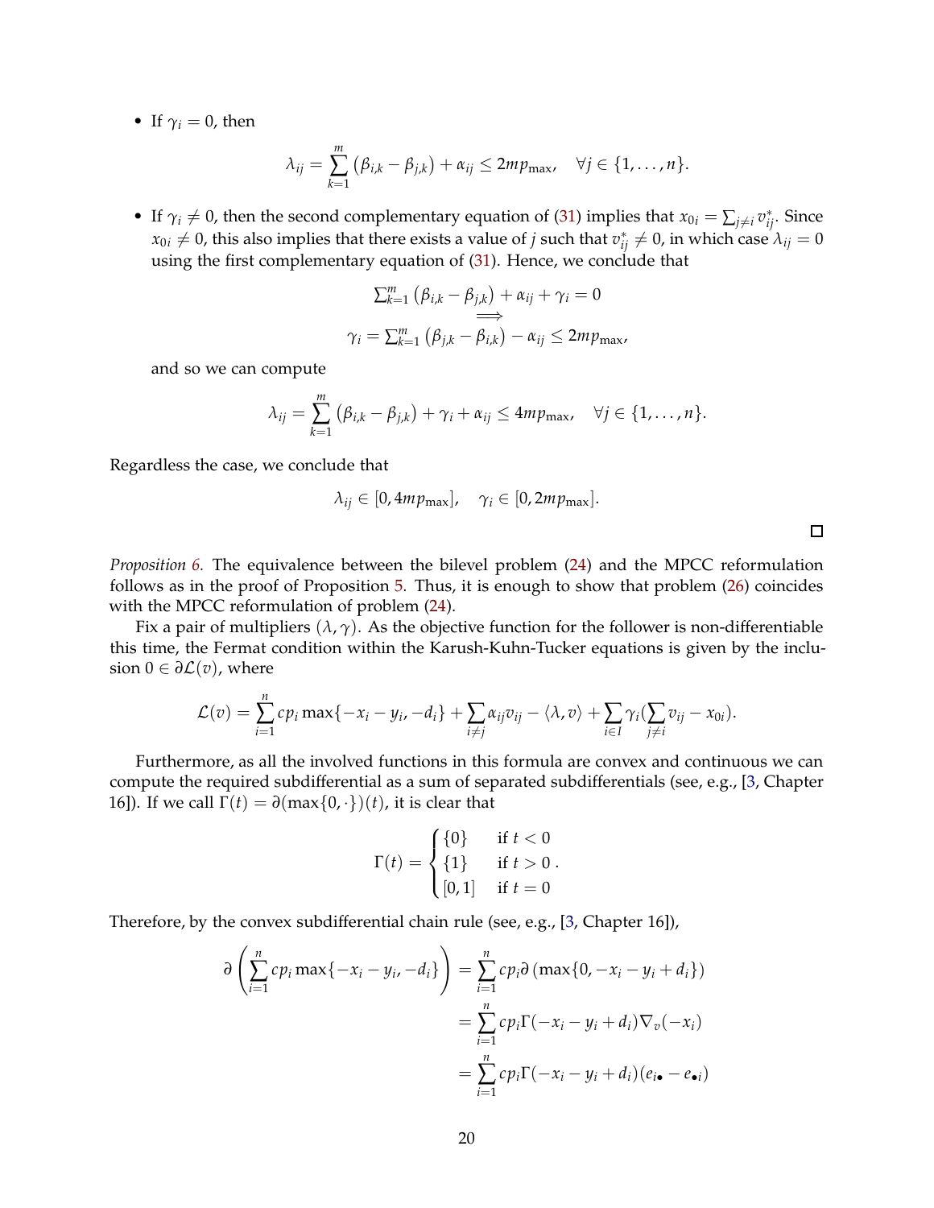- If $\gamma_i = 0$, then

$$\lambda_{ij} = \sum_{k=1}^{m} \left(\beta_{i,k} - \beta_{j,k}\right) + \alpha_{ij} \leq 2mp_{\max}, \quad \forall j \in \{1, \ldots, n\}.$$

- If $\gamma_i \neq 0$, then the second complementary equation of (31) implies that $x_{0i} = \sum_{j \neq i} v^*_{ij}$. Since $x_{0i} \neq 0$, this also implies that there exists a value of $j$ such that $v^*_{ij} \neq 0$, in which case $\lambda_{ij} = 0$ using the first complementary equation of (31). Hence, we conclude that

$$\begin{gathered}\sum_{k=1}^{m} \left(\beta_{i,k} - \beta_{j,k}\right) + \alpha_{ij} + \gamma_i = 0 \\ \Longrightarrow \\ \gamma_i = \sum_{k=1}^{m} \left(\beta_{j,k} - \beta_{i,k}\right) - \alpha_{ij} \leq 2mp_{\max},\end{gathered}$$

and so we can compute

$$\lambda_{ij} = \sum_{k=1}^{m} \left(\beta_{i,k} - \beta_{j,k}\right) + \gamma_i + \alpha_{ij} \leq 4mp_{\max}, \quad \forall j \in \{1, \ldots, n\}.$$

Regardless the case, we conclude that

$$\lambda_{ij} \in [0, 4mp_{\max}], \quad \gamma_i \in [0, 2mp_{\max}].$$

□

*Proposition 6.* The equivalence between the bilevel problem (24) and the MPCC reformulation follows as in the proof of Proposition 5. Thus, it is enough to show that problem (26) coincides with the MPCC reformulation of problem (24).

Fix a pair of multipliers $(\lambda, \gamma)$. As the objective function for the follower is non-differentiable this time, the Fermat condition within the Karush-Kuhn-Tucker equations is given by the inclusion $0 \in \partial \mathcal{L}(v)$, where

$$\mathcal{L}(v) = \sum_{i=1}^{n} cp_i \max\{-x_i - y_i, -d_i\} + \sum_{i \neq j} \alpha_{ij} v_{ij} - \langle \lambda, v \rangle + \sum_{i \in I} \gamma_i \left(\sum_{j \neq i} v_{ij} - x_{0i}\right).$$

Furthermore, as all the involved functions in this formula are convex and continuous we can compute the required subdifferential as a sum of separated subdifferentials (see, e.g., [3, Chapter 16]). If we call $\Gamma(t) = \partial(\max\{0, \cdot\})(t)$, it is clear that

$$\Gamma(t) = \begin{cases} \{0\} & \text{if } t < 0 \\ \{1\} & \text{if } t > 0 \\ [0, 1] & \text{if } t = 0 \end{cases}.$$

Therefore, by the convex subdifferential chain rule (see, e.g., [3, Chapter 16]),

$$\begin{aligned} \partial \left( \sum_{i=1}^{n} cp_i \max\{-x_i - y_i, -d_i\} \right) &= \sum_{i=1}^{n} cp_i \partial \left( \max\{0, -x_i - y_i + d_i\} \right) \\ &= \sum_{i=1}^{n} cp_i \Gamma(-x_i - y_i + d_i) \nabla_v(-x_i) \\ &= \sum_{i=1}^{n} cp_i \Gamma(-x_i - y_i + d_i)(e_{i\bullet} - e_{\bullet i}) \end{aligned}$$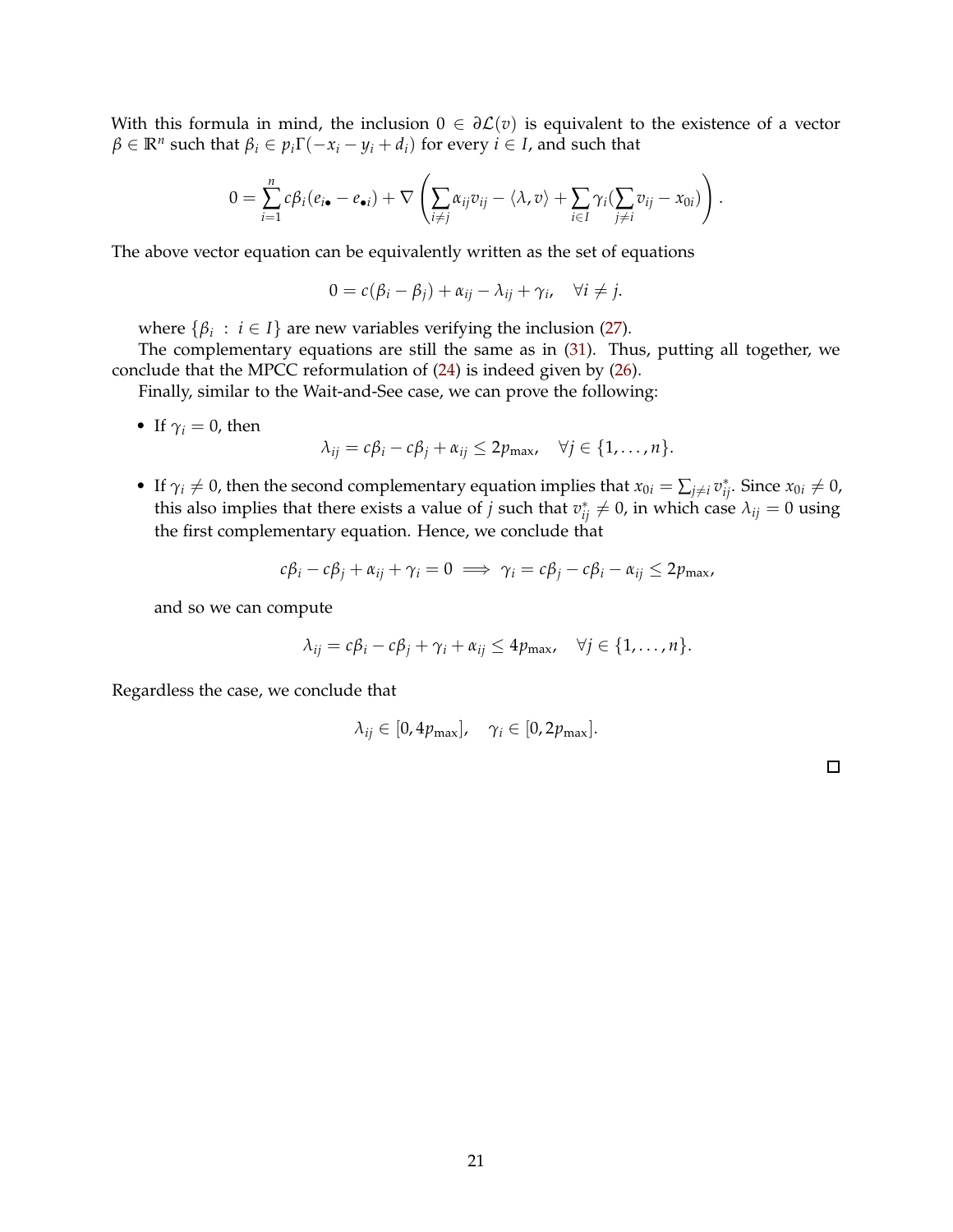With this formula in mind, the inclusion $0 \in \partial \mathcal{L}(v)$ is equivalent to the existence of a vector $\beta \in \mathbb{R}^n$ such that $\beta_i \in p_i \Gamma(-x_i - y_i + d_i)$ for every $i \in I$, and such that

$$0 = \sum_{i=1}^{n} c\beta_i (e_{i\bullet} - e_{\bullet i}) + \nabla \left( \sum_{i \neq j} \alpha_{ij} v_{ij} - \langle \lambda, v \rangle + \sum_{i \in I} \gamma_i (\sum_{j \neq i} v_{ij} - x_{0i}) \right).$$

The above vector equation can be equivalently written as the set of equations

$$0 = c(\beta_i - \beta_j) + \alpha_{ij} - \lambda_{ij} + \gamma_i, \quad \forall i \neq j.$$

where $\{\beta_i \ : \ i \in I\}$ are new variables verifying the inclusion (27).

The complementary equations are still the same as in (31). Thus, putting all together, we conclude that the MPCC reformulation of (24) is indeed given by (26).

Finally, similar to the Wait-and-See case, we can prove the following:

- If $\gamma_i = 0$, then
$$\lambda_{ij} = c\beta_i - c\beta_j + \alpha_{ij} \leq 2p_{\max}, \quad \forall j \in \{1, \ldots, n\}.$$
- If $\gamma_i \neq 0$, then the second complementary equation implies that $x_{0i} = \sum_{j \neq i} v_{ij}^*$. Since $x_{0i} \neq 0$, this also implies that there exists a value of $j$ such that $v_{ij}^* \neq 0$, in which case $\lambda_{ij} = 0$ using the first complementary equation. Hence, we conclude that
$$c\beta_i - c\beta_j + \alpha_{ij} + \gamma_i = 0 \implies \gamma_i = c\beta_j - c\beta_i - \alpha_{ij} \leq 2p_{\max},$$
and so we can compute
$$\lambda_{ij} = c\beta_i - c\beta_j + \gamma_i + \alpha_{ij} \leq 4p_{\max}, \quad \forall j \in \{1, \ldots, n\}.$$

Regardless the case, we conclude that

$$\lambda_{ij} \in [0, 4p_{\max}], \quad \gamma_i \in [0, 2p_{\max}].$$

□